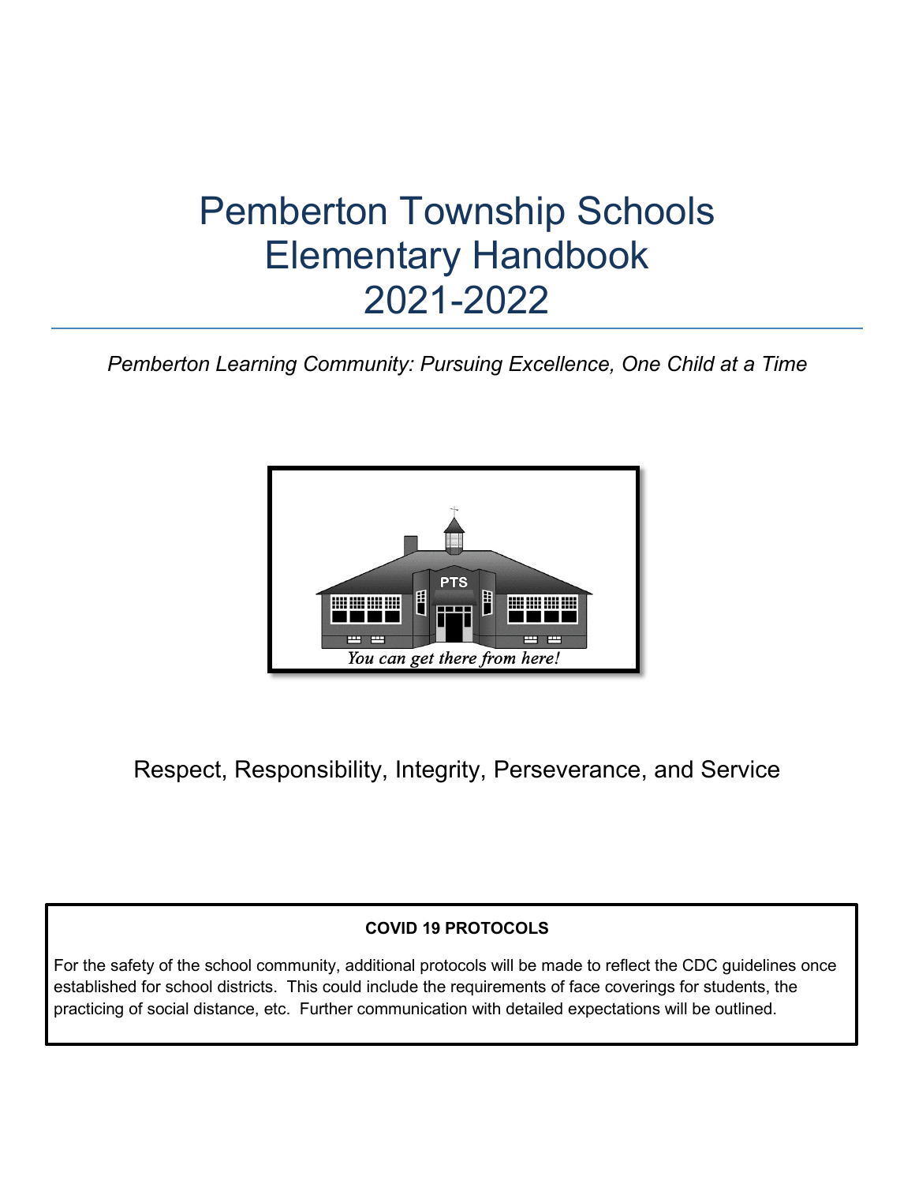# Pemberton Township Schools Elementary Handbook 2021-2022

*Pemberton Learning Community: Pursuing Excellence, One Child at a Time*

Respect, Responsibility, Integrity, Perseverance, and Service

**COVID 19 PROTOCOLS**

For the safety of the school community, additional protocols will be made to reflect the CDC guidelines once established for school districts. This could include the requirements of face coverings for students, the practicing of social distance, etc. Further communication with detailed expectations will be outlined.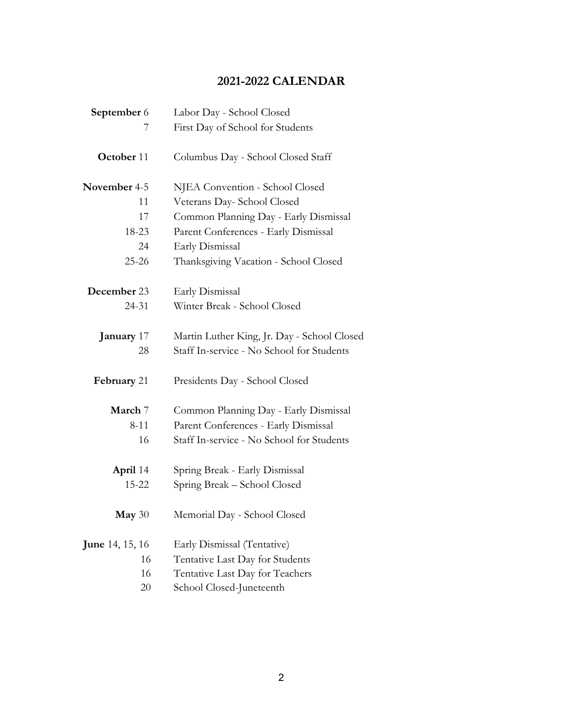## 2021-2022 CALENDAR

| Date | Event |
|---|---|
| **September** 6 | Labor Day - School Closed |
| 7 | First Day of School for Students |
| **October** 11 | Columbus Day - School Closed Staff |
| **November** 4-5 | NJEA Convention - School Closed |
| 11 | Veterans Day- School Closed |
| 17 | Common Planning Day - Early Dismissal |
| 18-23 | Parent Conferences - Early Dismissal |
| 24 | Early Dismissal |
| 25-26 | Thanksgiving Vacation - School Closed |
| **December** 23 | Early Dismissal |
| 24-31 | Winter Break - School Closed |
| **January** 17 | Martin Luther King, Jr. Day - School Closed |
| 28 | Staff In-service - No School for Students |
| **February** 21 | Presidents Day - School Closed |
| **March** 7 | Common Planning Day - Early Dismissal |
| 8-11 | Parent Conferences - Early Dismissal |
| 16 | Staff In-service - No School for Students |
| **April** 14 | Spring Break - Early Dismissal |
| 15-22 | Spring Break – School Closed |
| **May** 30 | Memorial Day - School Closed |
| **June** 14, 15, 16 | Early Dismissal (Tentative) |
| 16 | Tentative Last Day for Students |
| 16 | Tentative Last Day for Teachers |
| 20 | School Closed-Juneteenth |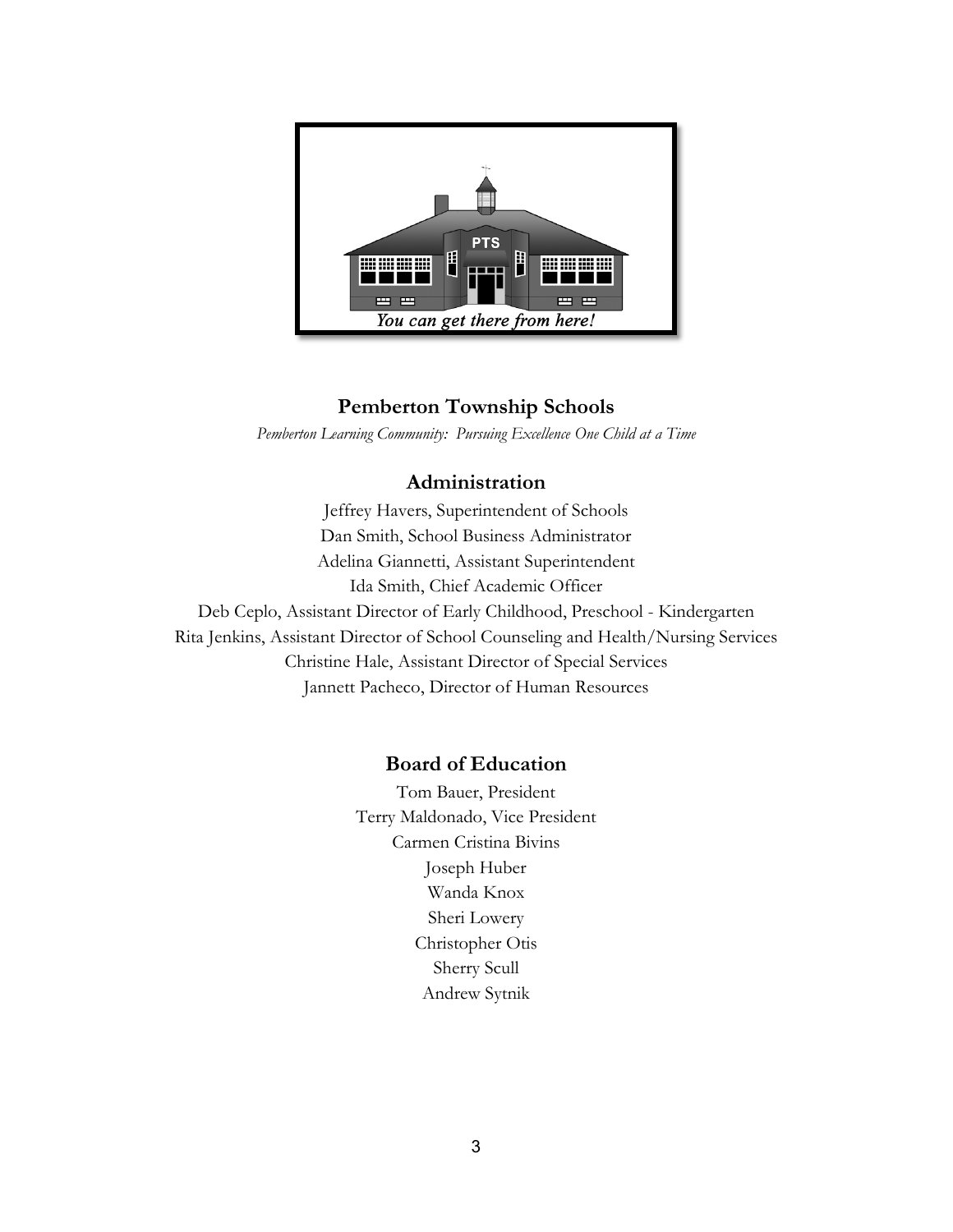## Pemberton Township Schools

*Pemberton Learning Community: Pursuing Excellence One Child at a Time*

### Administration

Jeffrey Havers, Superintendent of Schools
Dan Smith, School Business Administrator
Adelina Giannetti, Assistant Superintendent
Ida Smith, Chief Academic Officer
Deb Ceplo, Assistant Director of Early Childhood, Preschool - Kindergarten
Rita Jenkins, Assistant Director of School Counseling and Health/Nursing Services
Christine Hale, Assistant Director of Special Services
Jannett Pacheco, Director of Human Resources

### Board of Education

Tom Bauer, President
Terry Maldonado, Vice President
Carmen Cristina Bivins
Joseph Huber
Wanda Knox
Sheri Lowery
Christopher Otis
Sherry Scull
Andrew Sytnik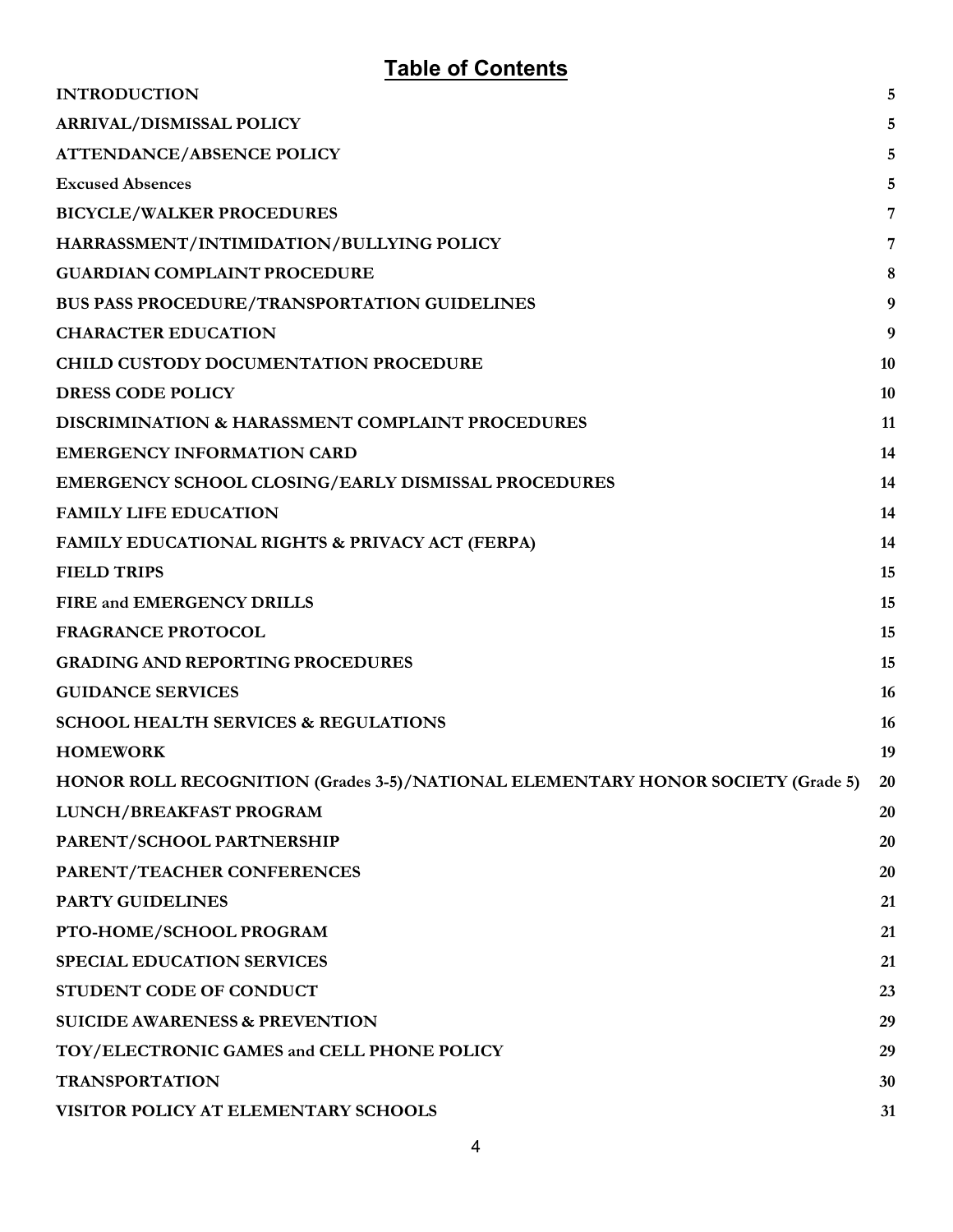# Table of Contents

| | |
|---|---|
| **INTRODUCTION** | **5** |
| **ARRIVAL/DISMISSAL POLICY** | **5** |
| **ATTENDANCE/ABSENCE POLICY** | **5** |
| **Excused Absences** | **5** |
| **BICYCLE/WALKER PROCEDURES** | **7** |
| **HARRASSMENT/INTIMIDATION/BULLYING POLICY** | **7** |
| **GUARDIAN COMPLAINT PROCEDURE** | **8** |
| **BUS PASS PROCEDURE/TRANSPORTATION GUIDELINES** | **9** |
| **CHARACTER EDUCATION** | **9** |
| **CHILD CUSTODY DOCUMENTATION PROCEDURE** | **10** |
| **DRESS CODE POLICY** | **10** |
| **DISCRIMINATION & HARASSMENT COMPLAINT PROCEDURES** | **11** |
| **EMERGENCY INFORMATION CARD** | **14** |
| **EMERGENCY SCHOOL CLOSING/EARLY DISMISSAL PROCEDURES** | **14** |
| **FAMILY LIFE EDUCATION** | **14** |
| **FAMILY EDUCATIONAL RIGHTS & PRIVACY ACT (FERPA)** | **14** |
| **FIELD TRIPS** | **15** |
| **FIRE and EMERGENCY DRILLS** | **15** |
| **FRAGRANCE PROTOCOL** | **15** |
| **GRADING AND REPORTING PROCEDURES** | **15** |
| **GUIDANCE SERVICES** | **16** |
| **SCHOOL HEALTH SERVICES & REGULATIONS** | **16** |
| **HOMEWORK** | **19** |
| **HONOR ROLL RECOGNITION (Grades 3-5)/NATIONAL ELEMENTARY HONOR SOCIETY (Grade 5)** | **20** |
| **LUNCH/BREAKFAST PROGRAM** | **20** |
| **PARENT/SCHOOL PARTNERSHIP** | **20** |
| **PARENT/TEACHER CONFERENCES** | **20** |
| **PARTY GUIDELINES** | **21** |
| **PTO-HOME/SCHOOL PROGRAM** | **21** |
| **SPECIAL EDUCATION SERVICES** | **21** |
| **STUDENT CODE OF CONDUCT** | **23** |
| **SUICIDE AWARENESS & PREVENTION** | **29** |
| **TOY/ELECTRONIC GAMES and CELL PHONE POLICY** | **29** |
| **TRANSPORTATION** | **30** |
| **VISITOR POLICY AT ELEMENTARY SCHOOLS** | **31** |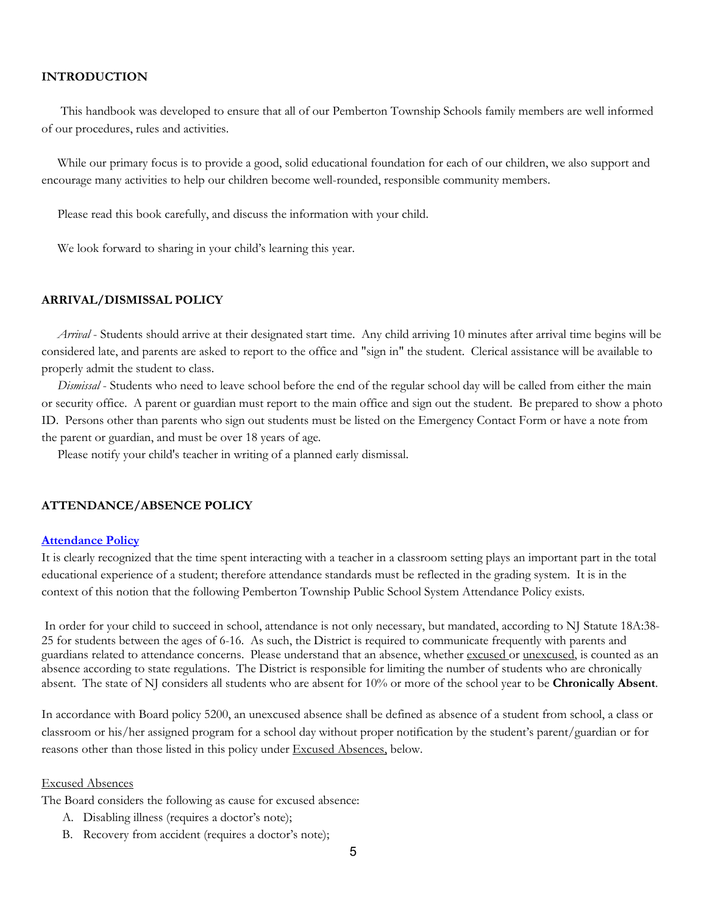## INTRODUCTION

This handbook was developed to ensure that all of our Pemberton Township Schools family members are well informed of our procedures, rules and activities.

While our primary focus is to provide a good, solid educational foundation for each of our children, we also support and encourage many activities to help our children become well-rounded, responsible community members.

Please read this book carefully, and discuss the information with your child.

We look forward to sharing in your child's learning this year.

## ARRIVAL/DISMISSAL POLICY

*Arrival* - Students should arrive at their designated start time. Any child arriving 10 minutes after arrival time begins will be considered late, and parents are asked to report to the office and "sign in" the student. Clerical assistance will be available to properly admit the student to class.

*Dismissal* - Students who need to leave school before the end of the regular school day will be called from either the main or security office. A parent or guardian must report to the main office and sign out the student. Be prepared to show a photo ID. Persons other than parents who sign out students must be listed on the Emergency Contact Form or have a note from the parent or guardian, and must be over 18 years of age.

Please notify your child's teacher in writing of a planned early dismissal.

## ATTENDANCE/ABSENCE POLICY

**Attendance Policy**

It is clearly recognized that the time spent interacting with a teacher in a classroom setting plays an important part in the total educational experience of a student; therefore attendance standards must be reflected in the grading system. It is in the context of this notion that the following Pemberton Township Public School System Attendance Policy exists.

In order for your child to succeed in school, attendance is not only necessary, but mandated, according to NJ Statute 18A:38-25 for students between the ages of 6-16. As such, the District is required to communicate frequently with parents and guardians related to attendance concerns. Please understand that an absence, whether excused or unexcused, is counted as an absence according to state regulations. The District is responsible for limiting the number of students who are chronically absent. The state of NJ considers all students who are absent for 10% or more of the school year to be **Chronically Absent**.

In accordance with Board policy 5200, an unexcused absence shall be defined as absence of a student from school, a class or classroom or his/her assigned program for a school day without proper notification by the student's parent/guardian or for reasons other than those listed in this policy under Excused Absences, below.

Excused Absences

The Board considers the following as cause for excused absence:

A. Disabling illness (requires a doctor's note);
B. Recovery from accident (requires a doctor's note);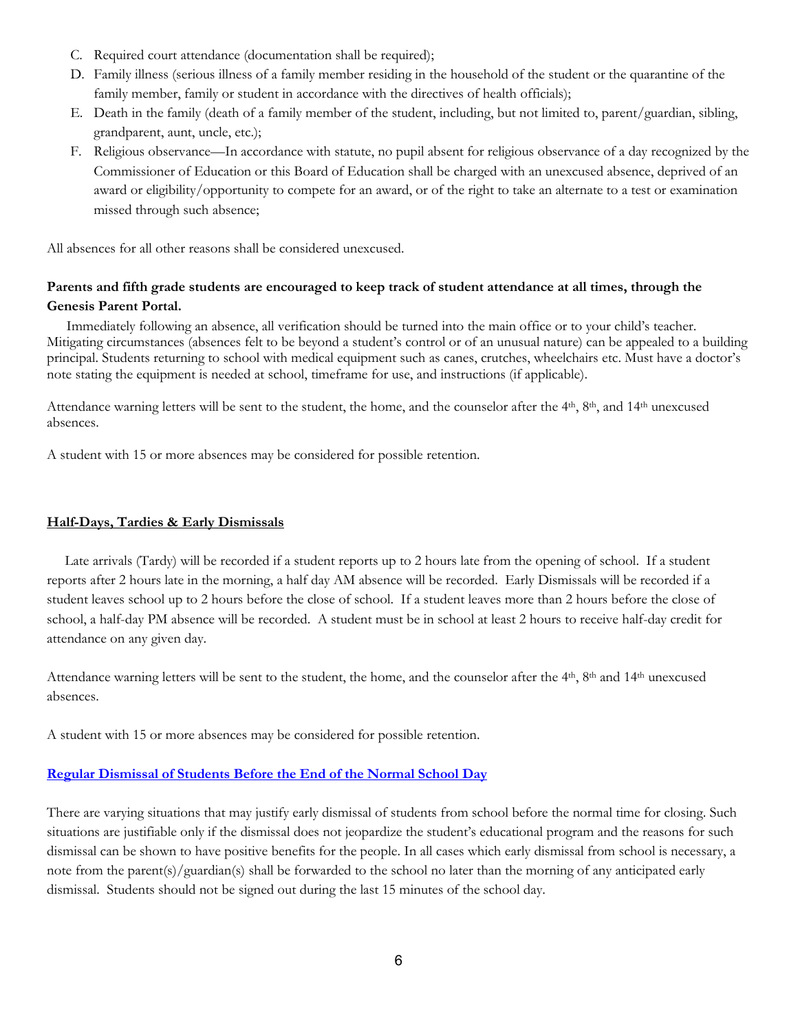C. Required court attendance (documentation shall be required);
D. Family illness (serious illness of a family member residing in the household of the student or the quarantine of the family member, family or student in accordance with the directives of health officials);
E. Death in the family (death of a family member of the student, including, but not limited to, parent/guardian, sibling, grandparent, aunt, uncle, etc.);
F. Religious observance—In accordance with statute, no pupil absent for religious observance of a day recognized by the Commissioner of Education or this Board of Education shall be charged with an unexcused absence, deprived of an award or eligibility/opportunity to compete for an award, or of the right to take an alternate to a test or examination missed through such absence;

All absences for all other reasons shall be considered unexcused.

**Parents and fifth grade students are encouraged to keep track of student attendance at all times, through the Genesis Parent Portal.**

Immediately following an absence, all verification should be turned into the main office or to your child's teacher. Mitigating circumstances (absences felt to be beyond a student's control or of an unusual nature) can be appealed to a building principal. Students returning to school with medical equipment such as canes, crutches, wheelchairs etc. Must have a doctor's note stating the equipment is needed at school, timeframe for use, and instructions (if applicable).

Attendance warning letters will be sent to the student, the home, and the counselor after the 4th, 8th, and 14th unexcused absences.

A student with 15 or more absences may be considered for possible retention.

## Half-Days, Tardies & Early Dismissals

Late arrivals (Tardy) will be recorded if a student reports up to 2 hours late from the opening of school. If a student reports after 2 hours late in the morning, a half day AM absence will be recorded. Early Dismissals will be recorded if a student leaves school up to 2 hours before the close of school. If a student leaves more than 2 hours before the close of school, a half-day PM absence will be recorded. A student must be in school at least 2 hours to receive half-day credit for attendance on any given day.

Attendance warning letters will be sent to the student, the home, and the counselor after the 4th, 8th and 14th unexcused absences.

A student with 15 or more absences may be considered for possible retention.

## Regular Dismissal of Students Before the End of the Normal School Day

There are varying situations that may justify early dismissal of students from school before the normal time for closing. Such situations are justifiable only if the dismissal does not jeopardize the student's educational program and the reasons for such dismissal can be shown to have positive benefits for the people. In all cases which early dismissal from school is necessary, a note from the parent(s)/guardian(s) shall be forwarded to the school no later than the morning of any anticipated early dismissal. Students should not be signed out during the last 15 minutes of the school day.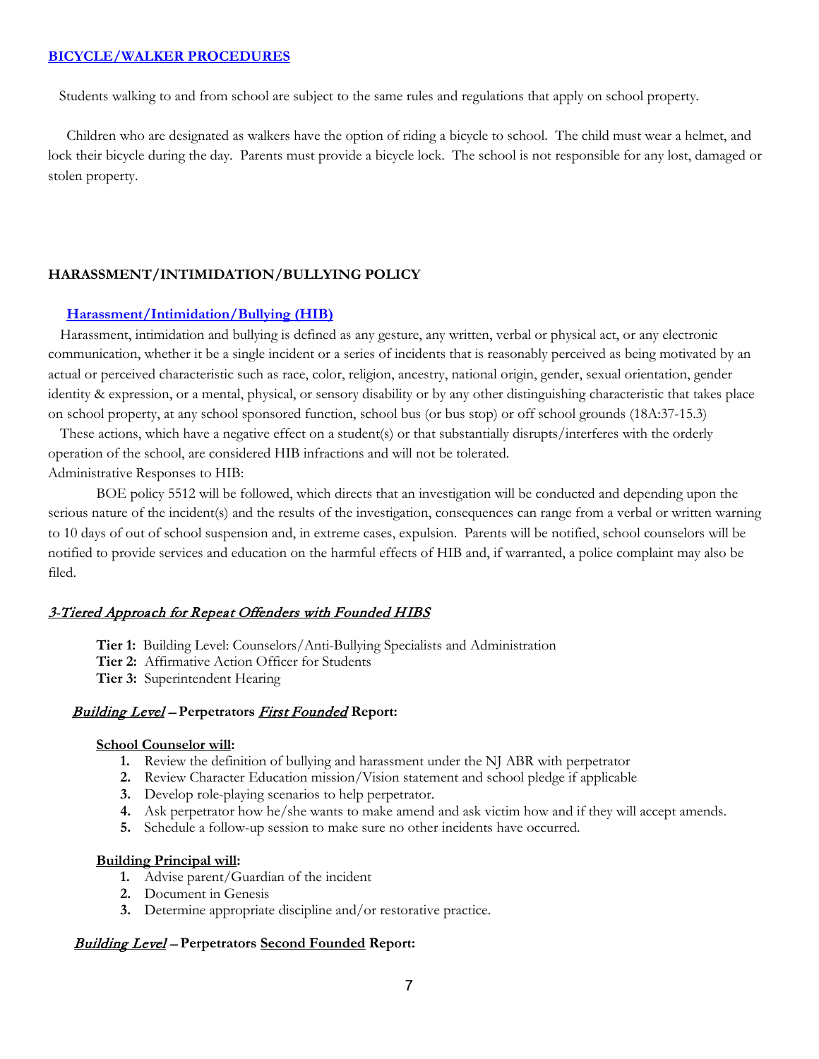## [BICYCLE/WALKER PROCEDURES]

Students walking to and from school are subject to the same rules and regulations that apply on school property.

Children who are designated as walkers have the option of riding a bicycle to school. The child must wear a helmet, and lock their bicycle during the day. Parents must provide a bicycle lock. The school is not responsible for any lost, damaged or stolen property.

## HARASSMENT/INTIMIDATION/BULLYING POLICY

### Harassment/Intimidation/Bullying (HIB)

Harassment, intimidation and bullying is defined as any gesture, any written, verbal or physical act, or any electronic communication, whether it be a single incident or a series of incidents that is reasonably perceived as being motivated by an actual or perceived characteristic such as race, color, religion, ancestry, national origin, gender, sexual orientation, gender identity & expression, or a mental, physical, or sensory disability or by any other distinguishing characteristic that takes place on school property, at any school sponsored function, school bus (or bus stop) or off school grounds (18A:37-15.3)

These actions, which have a negative effect on a student(s) or that substantially disrupts/interferes with the orderly operation of the school, are considered HIB infractions and will not be tolerated.

Administrative Responses to HIB:

BOE policy 5512 will be followed, which directs that an investigation will be conducted and depending upon the serious nature of the incident(s) and the results of the investigation, consequences can range from a verbal or written warning to 10 days of out of school suspension and, in extreme cases, expulsion. Parents will be notified, school counselors will be notified to provide services and education on the harmful effects of HIB and, if warranted, a police complaint may also be filed.

### *3-Tiered Approach for Repeat Offenders with Founded HIBS*

**Tier 1:** Building Level: Counselors/Anti-Bullying Specialists and Administration
**Tier 2:** Affirmative Action Officer for Students
**Tier 3:** Superintendent Hearing

#### *Building Level* – Perpetrators *First Founded* Report:

**School Counselor will:**

1. Review the definition of bullying and harassment under the NJ ABR with perpetrator
2. Review Character Education mission/Vision statement and school pledge if applicable
3. Develop role-playing scenarios to help perpetrator.
4. Ask perpetrator how he/she wants to make amend and ask victim how and if they will accept amends.
5. Schedule a follow-up session to make sure no other incidents have occurred.

**Building Principal will:**

1. Advise parent/Guardian of the incident
2. Document in Genesis
3. Determine appropriate discipline and/or restorative practice.

#### *Building Level* – Perpetrators Second Founded Report: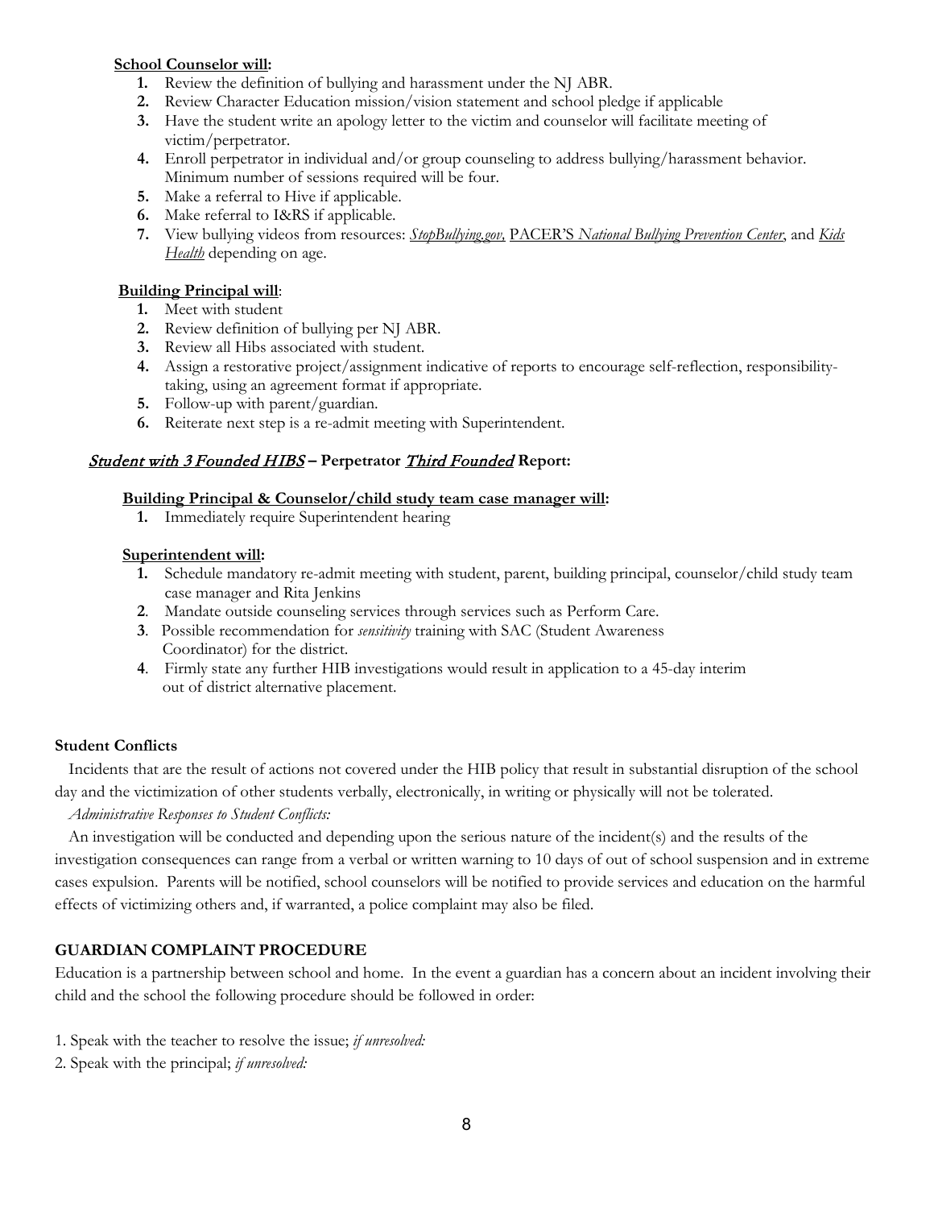**<u>School Counselor will</u>:**

1. Review the definition of bullying and harassment under the NJ ABR.
2. Review Character Education mission/vision statement and school pledge if applicable
3. Have the student write an apology letter to the victim and counselor will facilitate meeting of victim/perpetrator.
4. Enroll perpetrator in individual and/or group counseling to address bullying/harassment behavior. Minimum number of sessions required will be four.
5. Make a referral to Hive if applicable.
6. Make referral to I&RS if applicable.
7. View bullying videos from resources: *StopBullying.gov,* PACER'S *National Bullying Prevention Center*, and *Kids Health* depending on age.

**<u>Building Principal will</u>**:

1. Meet with student
2. Review definition of bullying per NJ ABR.
3. Review all Hibs associated with student.
4. Assign a restorative project/assignment indicative of reports to encourage self-reflection, responsibility-taking, using an agreement format if appropriate.
5. Follow-up with parent/guardian.
6. Reiterate next step is a re-admit meeting with Superintendent.

### *<u>Student with 3 Founded HIBS</u>* – Perpetrator *<u>Third Founded</u>* Report:

**<u>Building Principal & Counselor/child study team case manager will</u>:**

1. Immediately require Superintendent hearing

**<u>Superintendent will</u>:**

1. Schedule mandatory re-admit meeting with student, parent, building principal, counselor/child study team case manager and Rita Jenkins
2. Mandate outside counseling services through services such as Perform Care.
3. Possible recommendation for *sensitivity* training with SAC (Student Awareness Coordinator) for the district.
4. Firmly state any further HIB investigations would result in application to a 45-day interim out of district alternative placement.

**Student Conflicts**

Incidents that are the result of actions not covered under the HIB policy that result in substantial disruption of the school day and the victimization of other students verbally, electronically, in writing or physically will not be tolerated.

*Administrative Responses to Student Conflicts:*

An investigation will be conducted and depending upon the serious nature of the incident(s) and the results of the investigation consequences can range from a verbal or written warning to 10 days of out of school suspension and in extreme cases expulsion. Parents will be notified, school counselors will be notified to provide services and education on the harmful effects of victimizing others and, if warranted, a police complaint may also be filed.

**GUARDIAN COMPLAINT PROCEDURE**

Education is a partnership between school and home. In the event a guardian has a concern about an incident involving their child and the school the following procedure should be followed in order:

1. Speak with the teacher to resolve the issue; *if unresolved:*
2. Speak with the principal; *if unresolved:*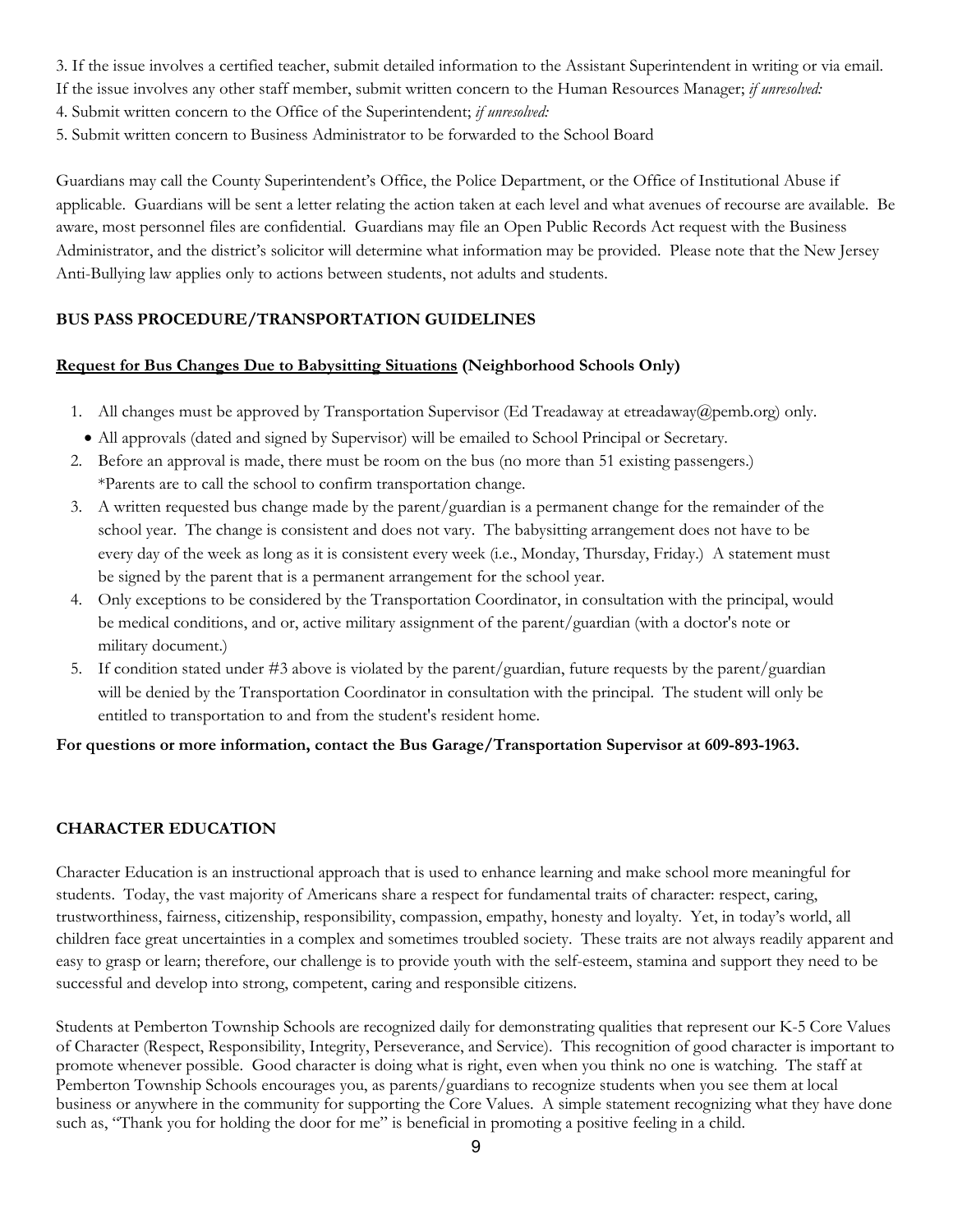3. If the issue involves a certified teacher, submit detailed information to the Assistant Superintendent in writing or via email. If the issue involves any other staff member, submit written concern to the Human Resources Manager; *if unresolved:*
4. Submit written concern to the Office of the Superintendent; *if unresolved:*
5. Submit written concern to Business Administrator to be forwarded to the School Board

Guardians may call the County Superintendent's Office, the Police Department, or the Office of Institutional Abuse if applicable. Guardians will be sent a letter relating the action taken at each level and what avenues of recourse are available. Be aware, most personnel files are confidential. Guardians may file an Open Public Records Act request with the Business Administrator, and the district's solicitor will determine what information may be provided. Please note that the New Jersey Anti-Bullying law applies only to actions between students, not adults and students.

## BUS PASS PROCEDURE/TRANSPORTATION GUIDELINES

**Request for Bus Changes Due to Babysitting Situations (Neighborhood Schools Only)**

1. All changes must be approved by Transportation Supervisor (Ed Treadaway at etreadaway@pemb.org) only.
   - All approvals (dated and signed by Supervisor) will be emailed to School Principal or Secretary.
2. Before an approval is made, there must be room on the bus (no more than 51 existing passengers.)
   *Parents are to call the school to confirm transportation change.
3. A written requested bus change made by the parent/guardian is a permanent change for the remainder of the school year. The change is consistent and does not vary. The babysitting arrangement does not have to be every day of the week as long as it is consistent every week (i.e., Monday, Thursday, Friday.) A statement must be signed by the parent that is a permanent arrangement for the school year.
4. Only exceptions to be considered by the Transportation Coordinator, in consultation with the principal, would be medical conditions, and or, active military assignment of the parent/guardian (with a doctor's note or military document.)
5. If condition stated under #3 above is violated by the parent/guardian, future requests by the parent/guardian will be denied by the Transportation Coordinator in consultation with the principal. The student will only be entitled to transportation to and from the student's resident home.

**For questions or more information, contact the Bus Garage/Transportation Supervisor at 609-893-1963.**

## CHARACTER EDUCATION

Character Education is an instructional approach that is used to enhance learning and make school more meaningful for students. Today, the vast majority of Americans share a respect for fundamental traits of character: respect, caring, trustworthiness, fairness, citizenship, responsibility, compassion, empathy, honesty and loyalty. Yet, in today's world, all children face great uncertainties in a complex and sometimes troubled society. These traits are not always readily apparent and easy to grasp or learn; therefore, our challenge is to provide youth with the self-esteem, stamina and support they need to be successful and develop into strong, competent, caring and responsible citizens.

Students at Pemberton Township Schools are recognized daily for demonstrating qualities that represent our K-5 Core Values of Character (Respect, Responsibility, Integrity, Perseverance, and Service). This recognition of good character is important to promote whenever possible. Good character is doing what is right, even when you think no one is watching. The staff at Pemberton Township Schools encourages you, as parents/guardians to recognize students when you see them at local business or anywhere in the community for supporting the Core Values. A simple statement recognizing what they have done such as, "Thank you for holding the door for me" is beneficial in promoting a positive feeling in a child.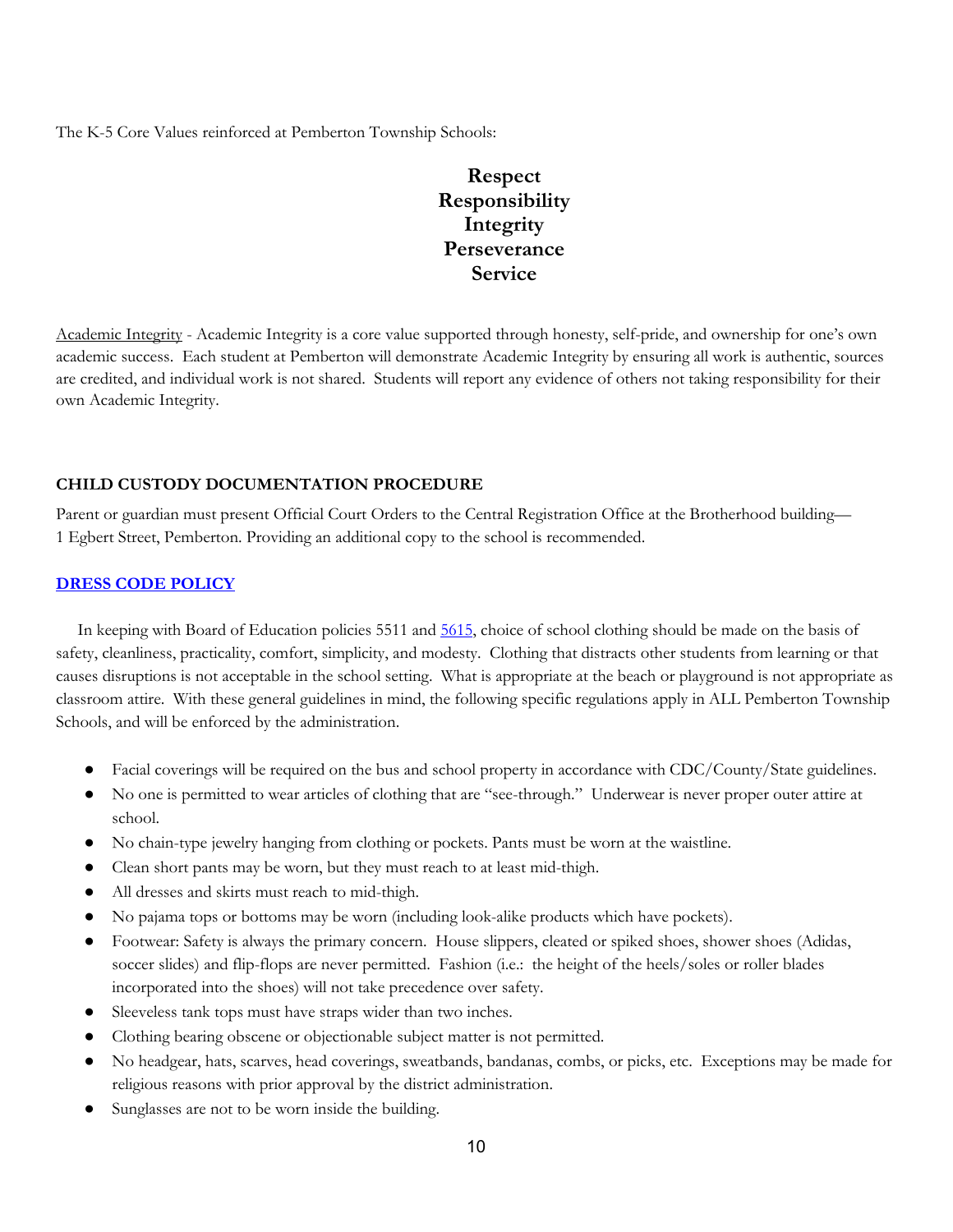The K-5 Core Values reinforced at Pemberton Township Schools:

**Respect**
**Responsibility**
**Integrity**
**Perseverance**
**Service**

Academic Integrity - Academic Integrity is a core value supported through honesty, self-pride, and ownership for one's own academic success. Each student at Pemberton will demonstrate Academic Integrity by ensuring all work is authentic, sources are credited, and individual work is not shared. Students will report any evidence of others not taking responsibility for their own Academic Integrity.

## CHILD CUSTODY DOCUMENTATION PROCEDURE

Parent or guardian must present Official Court Orders to the Central Registration Office at the Brotherhood building— 1 Egbert Street, Pemberton. Providing an additional copy to the school is recommended.

## DRESS CODE POLICY

In keeping with Board of Education policies 5511 and 5615, choice of school clothing should be made on the basis of safety, cleanliness, practicality, comfort, simplicity, and modesty. Clothing that distracts other students from learning or that causes disruptions is not acceptable in the school setting. What is appropriate at the beach or playground is not appropriate as classroom attire. With these general guidelines in mind, the following specific regulations apply in ALL Pemberton Township Schools, and will be enforced by the administration.

- Facial coverings will be required on the bus and school property in accordance with CDC/County/State guidelines.
- No one is permitted to wear articles of clothing that are "see-through." Underwear is never proper outer attire at school.
- No chain-type jewelry hanging from clothing or pockets. Pants must be worn at the waistline.
- Clean short pants may be worn, but they must reach to at least mid-thigh.
- All dresses and skirts must reach to mid-thigh.
- No pajama tops or bottoms may be worn (including look-alike products which have pockets).
- Footwear: Safety is always the primary concern. House slippers, cleated or spiked shoes, shower shoes (Adidas, soccer slides) and flip-flops are never permitted. Fashion (i.e.: the height of the heels/soles or roller blades incorporated into the shoes) will not take precedence over safety.
- Sleeveless tank tops must have straps wider than two inches.
- Clothing bearing obscene or objectionable subject matter is not permitted.
- No headgear, hats, scarves, head coverings, sweatbands, bandanas, combs, or picks, etc. Exceptions may be made for religious reasons with prior approval by the district administration.
- Sunglasses are not to be worn inside the building.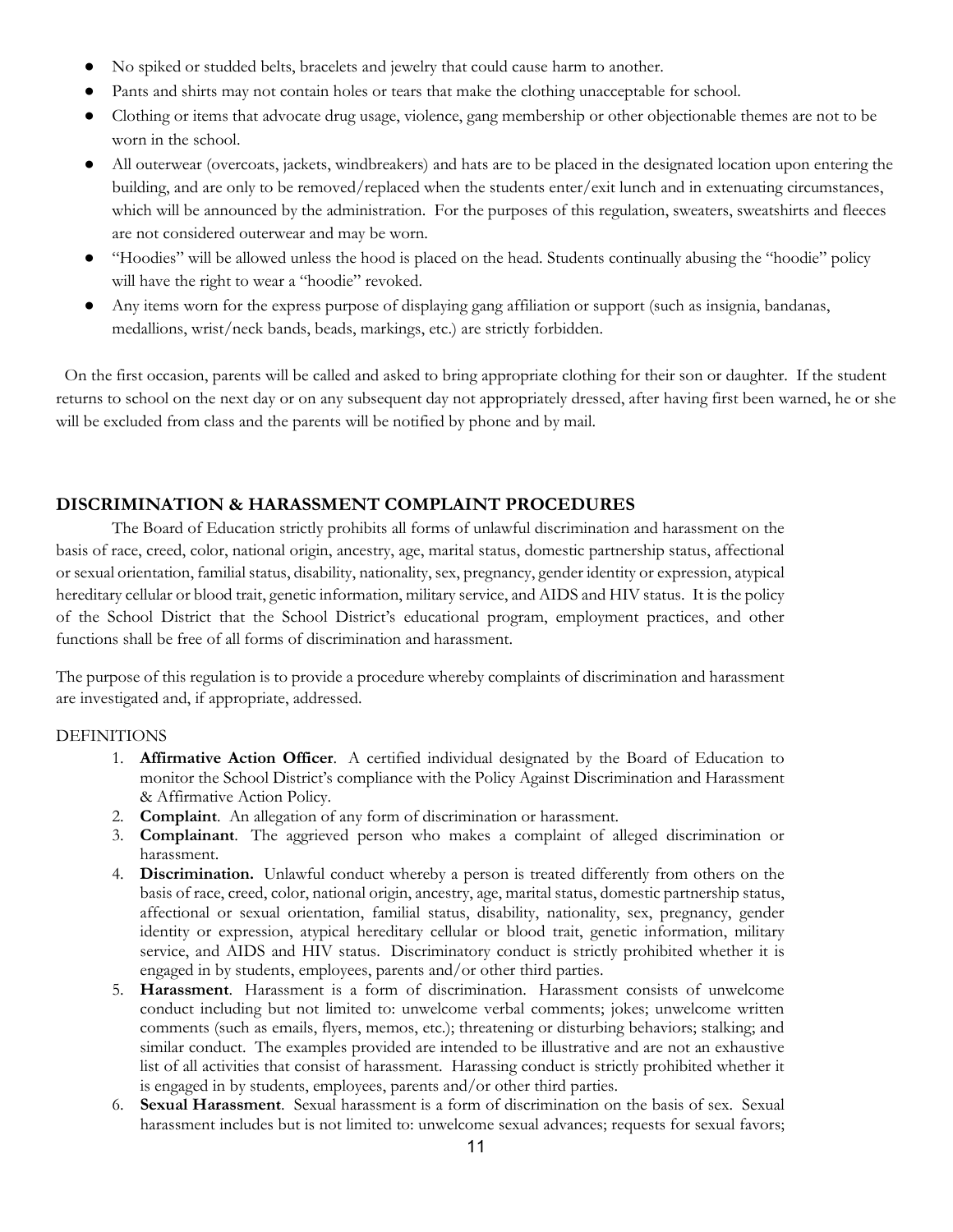- No spiked or studded belts, bracelets and jewelry that could cause harm to another.
- Pants and shirts may not contain holes or tears that make the clothing unacceptable for school.
- Clothing or items that advocate drug usage, violence, gang membership or other objectionable themes are not to be worn in the school.
- All outerwear (overcoats, jackets, windbreakers) and hats are to be placed in the designated location upon entering the building, and are only to be removed/replaced when the students enter/exit lunch and in extenuating circumstances, which will be announced by the administration. For the purposes of this regulation, sweaters, sweatshirts and fleeces are not considered outerwear and may be worn.
- "Hoodies" will be allowed unless the hood is placed on the head. Students continually abusing the "hoodie" policy will have the right to wear a "hoodie" revoked.
- Any items worn for the express purpose of displaying gang affiliation or support (such as insignia, bandanas, medallions, wrist/neck bands, beads, markings, etc.) are strictly forbidden.

On the first occasion, parents will be called and asked to bring appropriate clothing for their son or daughter. If the student returns to school on the next day or on any subsequent day not appropriately dressed, after having first been warned, he or she will be excluded from class and the parents will be notified by phone and by mail.

## DISCRIMINATION & HARASSMENT COMPLAINT PROCEDURES

The Board of Education strictly prohibits all forms of unlawful discrimination and harassment on the basis of race, creed, color, national origin, ancestry, age, marital status, domestic partnership status, affectional or sexual orientation, familial status, disability, nationality, sex, pregnancy, gender identity or expression, atypical hereditary cellular or blood trait, genetic information, military service, and AIDS and HIV status. It is the policy of the School District that the School District's educational program, employment practices, and other functions shall be free of all forms of discrimination and harassment.

The purpose of this regulation is to provide a procedure whereby complaints of discrimination and harassment are investigated and, if appropriate, addressed.

DEFINITIONS

1. **Affirmative Action Officer**. A certified individual designated by the Board of Education to monitor the School District's compliance with the Policy Against Discrimination and Harassment & Affirmative Action Policy.
2. **Complaint**. An allegation of any form of discrimination or harassment.
3. **Complainant**. The aggrieved person who makes a complaint of alleged discrimination or harassment.
4. **Discrimination.** Unlawful conduct whereby a person is treated differently from others on the basis of race, creed, color, national origin, ancestry, age, marital status, domestic partnership status, affectional or sexual orientation, familial status, disability, nationality, sex, pregnancy, gender identity or expression, atypical hereditary cellular or blood trait, genetic information, military service, and AIDS and HIV status. Discriminatory conduct is strictly prohibited whether it is engaged in by students, employees, parents and/or other third parties.
5. **Harassment**. Harassment is a form of discrimination. Harassment consists of unwelcome conduct including but not limited to: unwelcome verbal comments; jokes; unwelcome written comments (such as emails, flyers, memos, etc.); threatening or disturbing behaviors; stalking; and similar conduct. The examples provided are intended to be illustrative and are not an exhaustive list of all activities that consist of harassment. Harassing conduct is strictly prohibited whether it is engaged in by students, employees, parents and/or other third parties.
6. **Sexual Harassment**. Sexual harassment is a form of discrimination on the basis of sex. Sexual harassment includes but is not limited to: unwelcome sexual advances; requests for sexual favors;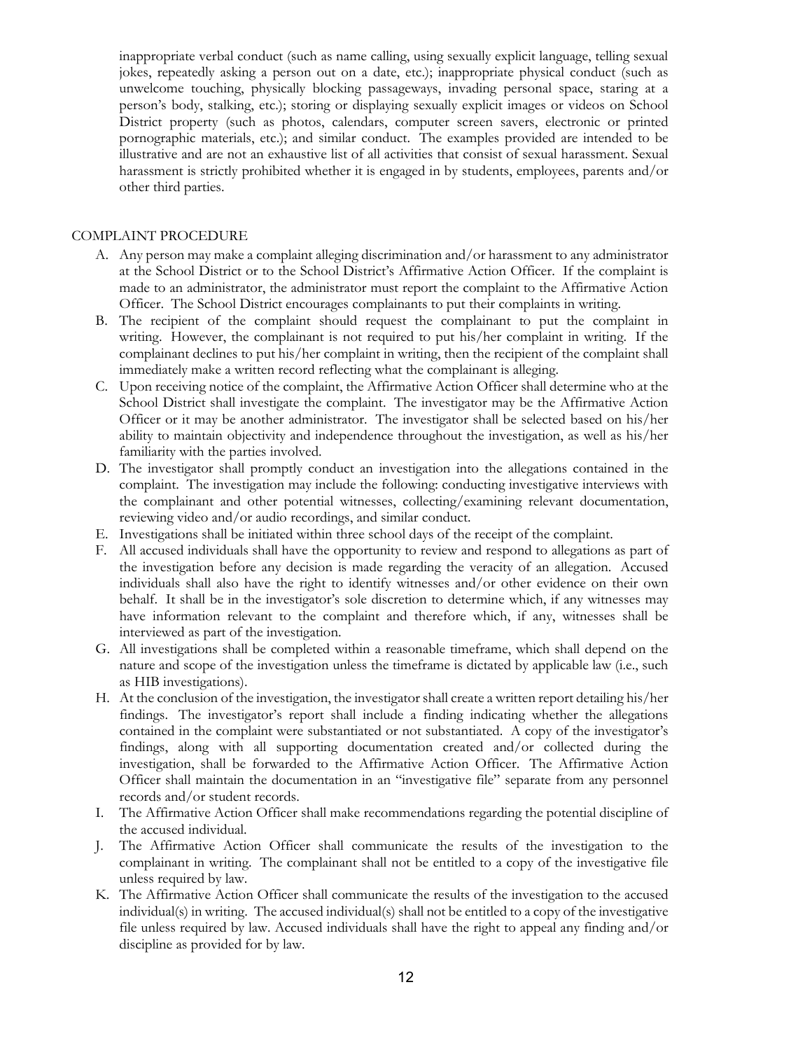inappropriate verbal conduct (such as name calling, using sexually explicit language, telling sexual jokes, repeatedly asking a person out on a date, etc.); inappropriate physical conduct (such as unwelcome touching, physically blocking passageways, invading personal space, staring at a person's body, stalking, etc.); storing or displaying sexually explicit images or videos on School District property (such as photos, calendars, computer screen savers, electronic or printed pornographic materials, etc.); and similar conduct. The examples provided are intended to be illustrative and are not an exhaustive list of all activities that consist of sexual harassment. Sexual harassment is strictly prohibited whether it is engaged in by students, employees, parents and/or other third parties.

COMPLAINT PROCEDURE

A. Any person may make a complaint alleging discrimination and/or harassment to any administrator at the School District or to the School District's Affirmative Action Officer. If the complaint is made to an administrator, the administrator must report the complaint to the Affirmative Action Officer. The School District encourages complainants to put their complaints in writing.
B. The recipient of the complaint should request the complainant to put the complaint in writing. However, the complainant is not required to put his/her complaint in writing. If the complainant declines to put his/her complaint in writing, then the recipient of the complaint shall immediately make a written record reflecting what the complainant is alleging.
C. Upon receiving notice of the complaint, the Affirmative Action Officer shall determine who at the School District shall investigate the complaint. The investigator may be the Affirmative Action Officer or it may be another administrator. The investigator shall be selected based on his/her ability to maintain objectivity and independence throughout the investigation, as well as his/her familiarity with the parties involved.
D. The investigator shall promptly conduct an investigation into the allegations contained in the complaint. The investigation may include the following: conducting investigative interviews with the complainant and other potential witnesses, collecting/examining relevant documentation, reviewing video and/or audio recordings, and similar conduct.
E. Investigations shall be initiated within three school days of the receipt of the complaint.
F. All accused individuals shall have the opportunity to review and respond to allegations as part of the investigation before any decision is made regarding the veracity of an allegation. Accused individuals shall also have the right to identify witnesses and/or other evidence on their own behalf. It shall be in the investigator's sole discretion to determine which, if any witnesses may have information relevant to the complaint and therefore which, if any, witnesses shall be interviewed as part of the investigation.
G. All investigations shall be completed within a reasonable timeframe, which shall depend on the nature and scope of the investigation unless the timeframe is dictated by applicable law (i.e., such as HIB investigations).
H. At the conclusion of the investigation, the investigator shall create a written report detailing his/her findings. The investigator's report shall include a finding indicating whether the allegations contained in the complaint were substantiated or not substantiated. A copy of the investigator's findings, along with all supporting documentation created and/or collected during the investigation, shall be forwarded to the Affirmative Action Officer. The Affirmative Action Officer shall maintain the documentation in an "investigative file" separate from any personnel records and/or student records.
I. The Affirmative Action Officer shall make recommendations regarding the potential discipline of the accused individual.
J. The Affirmative Action Officer shall communicate the results of the investigation to the complainant in writing. The complainant shall not be entitled to a copy of the investigative file unless required by law.
K. The Affirmative Action Officer shall communicate the results of the investigation to the accused individual(s) in writing. The accused individual(s) shall not be entitled to a copy of the investigative file unless required by law. Accused individuals shall have the right to appeal any finding and/or discipline as provided for by law.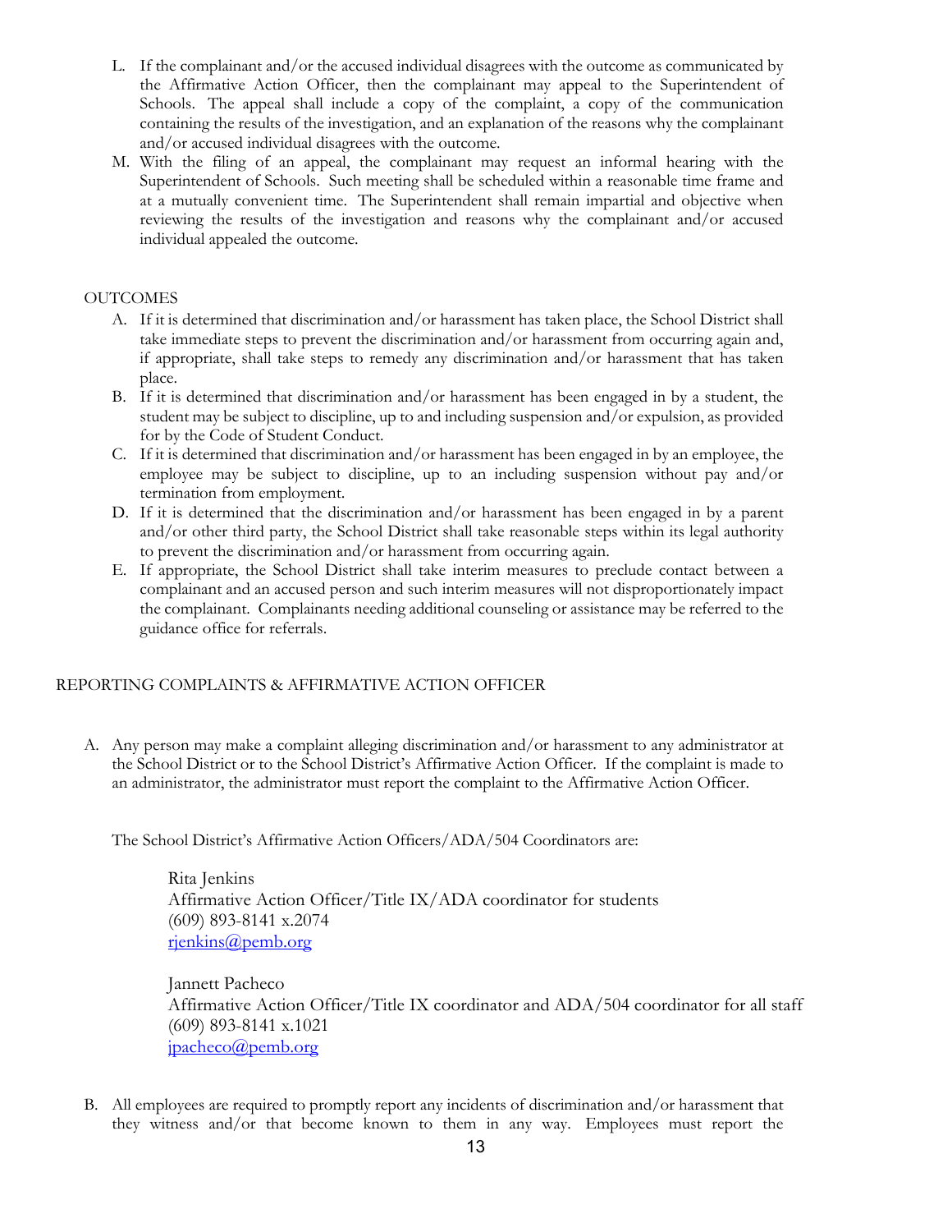L. If the complainant and/or the accused individual disagrees with the outcome as communicated by the Affirmative Action Officer, then the complainant may appeal to the Superintendent of Schools. The appeal shall include a copy of the complaint, a copy of the communication containing the results of the investigation, and an explanation of the reasons why the complainant and/or accused individual disagrees with the outcome.

M. With the filing of an appeal, the complainant may request an informal hearing with the Superintendent of Schools. Such meeting shall be scheduled within a reasonable time frame and at a mutually convenient time. The Superintendent shall remain impartial and objective when reviewing the results of the investigation and reasons why the complainant and/or accused individual appealed the outcome.

## OUTCOMES

A. If it is determined that discrimination and/or harassment has taken place, the School District shall take immediate steps to prevent the discrimination and/or harassment from occurring again and, if appropriate, shall take steps to remedy any discrimination and/or harassment that has taken place.

B. If it is determined that discrimination and/or harassment has been engaged in by a student, the student may be subject to discipline, up to and including suspension and/or expulsion, as provided for by the Code of Student Conduct.

C. If it is determined that discrimination and/or harassment has been engaged in by an employee, the employee may be subject to discipline, up to an including suspension without pay and/or termination from employment.

D. If it is determined that the discrimination and/or harassment has been engaged in by a parent and/or other third party, the School District shall take reasonable steps within its legal authority to prevent the discrimination and/or harassment from occurring again.

E. If appropriate, the School District shall take interim measures to preclude contact between a complainant and an accused person and such interim measures will not disproportionately impact the complainant. Complainants needing additional counseling or assistance may be referred to the guidance office for referrals.

## REPORTING COMPLAINTS & AFFIRMATIVE ACTION OFFICER

A. Any person may make a complaint alleging discrimination and/or harassment to any administrator at the School District or to the School District's Affirmative Action Officer. If the complaint is made to an administrator, the administrator must report the complaint to the Affirmative Action Officer.

The School District's Affirmative Action Officers/ADA/504 Coordinators are:

Rita Jenkins  
Affirmative Action Officer/Title IX/ADA coordinator for students  
(609) 893-8141 x.2074  
rjenkins@pemb.org

Jannett Pacheco  
Affirmative Action Officer/Title IX coordinator and ADA/504 coordinator for all staff  
(609) 893-8141 x.1021  
jpacheco@pemb.org

B. All employees are required to promptly report any incidents of discrimination and/or harassment that they witness and/or that become known to them in any way. Employees must report the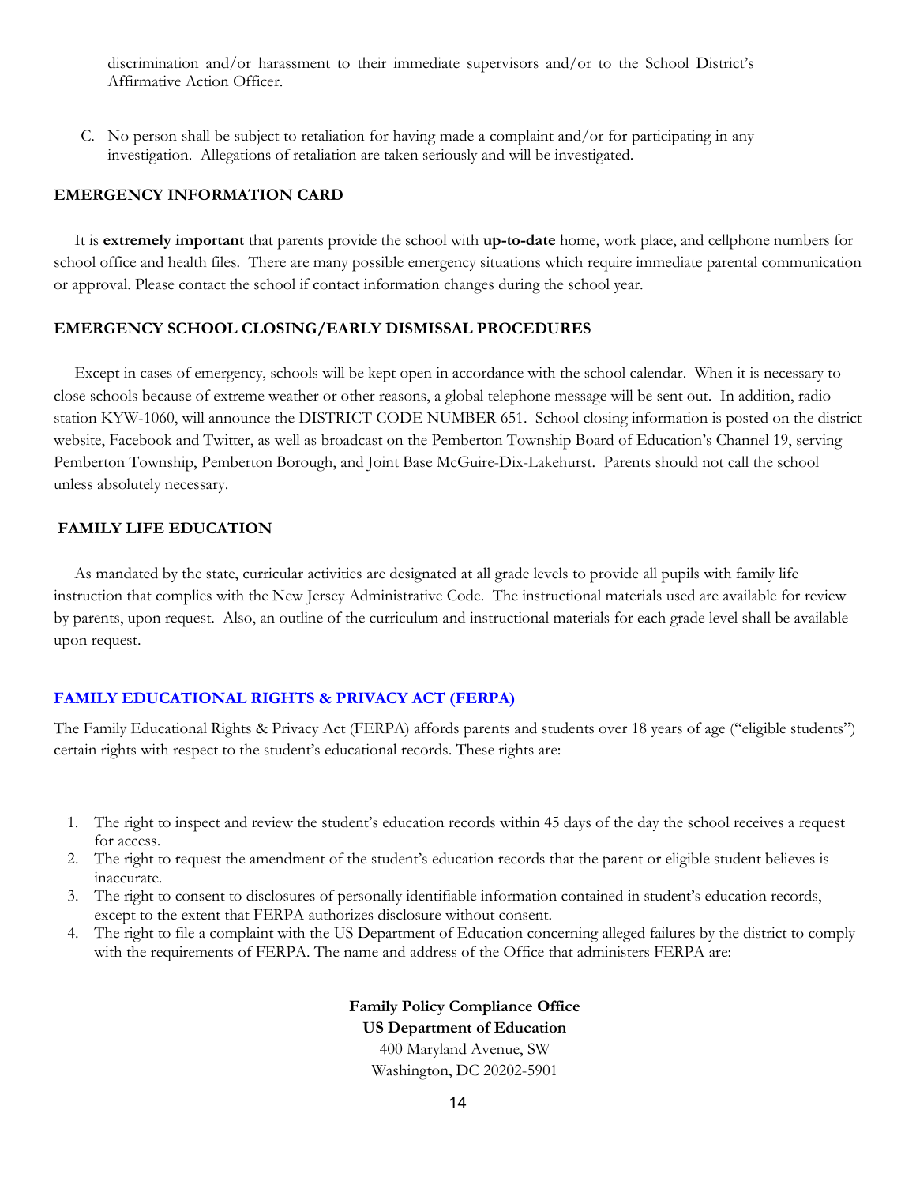discrimination and/or harassment to their immediate supervisors and/or to the School District's Affirmative Action Officer.

C. No person shall be subject to retaliation for having made a complaint and/or for participating in any investigation. Allegations of retaliation are taken seriously and will be investigated.

## EMERGENCY INFORMATION CARD

It is **extremely important** that parents provide the school with **up-to-date** home, work place, and cellphone numbers for school office and health files. There are many possible emergency situations which require immediate parental communication or approval. Please contact the school if contact information changes during the school year.

## EMERGENCY SCHOOL CLOSING/EARLY DISMISSAL PROCEDURES

Except in cases of emergency, schools will be kept open in accordance with the school calendar. When it is necessary to close schools because of extreme weather or other reasons, a global telephone message will be sent out. In addition, radio station KYW-1060, will announce the DISTRICT CODE NUMBER 651. School closing information is posted on the district website, Facebook and Twitter, as well as broadcast on the Pemberton Township Board of Education's Channel 19, serving Pemberton Township, Pemberton Borough, and Joint Base McGuire-Dix-Lakehurst. Parents should not call the school unless absolutely necessary.

## FAMILY LIFE EDUCATION

As mandated by the state, curricular activities are designated at all grade levels to provide all pupils with family life instruction that complies with the New Jersey Administrative Code. The instructional materials used are available for review by parents, upon request. Also, an outline of the curriculum and instructional materials for each grade level shall be available upon request.

## FAMILY EDUCATIONAL RIGHTS & PRIVACY ACT (FERPA)

The Family Educational Rights & Privacy Act (FERPA) affords parents and students over 18 years of age ("eligible students") certain rights with respect to the student's educational records. These rights are:

1. The right to inspect and review the student's education records within 45 days of the day the school receives a request for access.
2. The right to request the amendment of the student's education records that the parent or eligible student believes is inaccurate.
3. The right to consent to disclosures of personally identifiable information contained in student's education records, except to the extent that FERPA authorizes disclosure without consent.
4. The right to file a complaint with the US Department of Education concerning alleged failures by the district to comply with the requirements of FERPA. The name and address of the Office that administers FERPA are:

**Family Policy Compliance Office**
**US Department of Education**
400 Maryland Avenue, SW
Washington, DC 20202-5901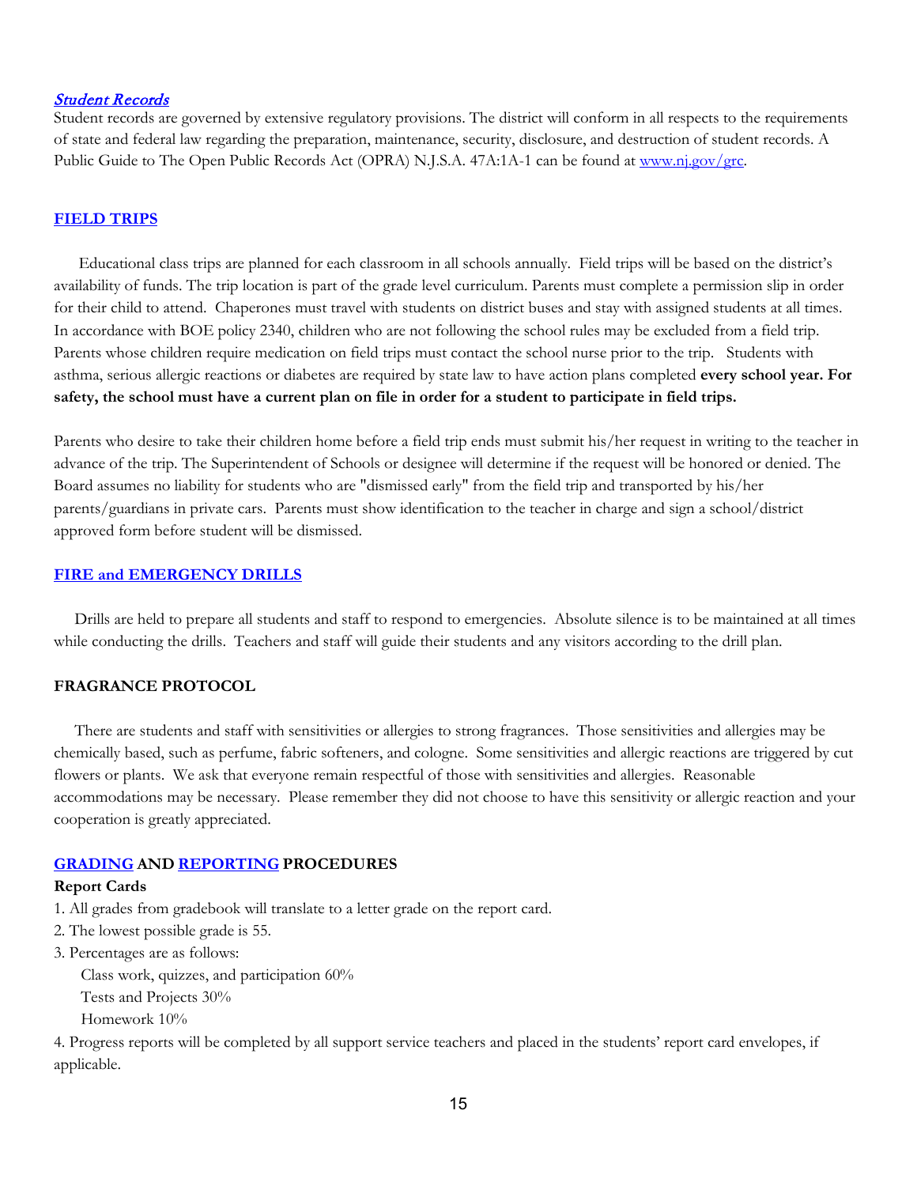## *Student Records*

Student records are governed by extensive regulatory provisions. The district will conform in all respects to the requirements of state and federal law regarding the preparation, maintenance, security, disclosure, and destruction of student records. A Public Guide to The Open Public Records Act (OPRA) N.J.S.A. 47A:1A-1 can be found at www.nj.gov/grc.

## FIELD TRIPS

Educational class trips are planned for each classroom in all schools annually. Field trips will be based on the district's availability of funds. The trip location is part of the grade level curriculum. Parents must complete a permission slip in order for their child to attend. Chaperones must travel with students on district buses and stay with assigned students at all times. In accordance with BOE policy 2340, children who are not following the school rules may be excluded from a field trip. Parents whose children require medication on field trips must contact the school nurse prior to the trip. Students with asthma, serious allergic reactions or diabetes are required by state law to have action plans completed **every school year. For safety, the school must have a current plan on file in order for a student to participate in field trips.**

Parents who desire to take their children home before a field trip ends must submit his/her request in writing to the teacher in advance of the trip. The Superintendent of Schools or designee will determine if the request will be honored or denied. The Board assumes no liability for students who are "dismissed early" from the field trip and transported by his/her parents/guardians in private cars. Parents must show identification to the teacher in charge and sign a school/district approved form before student will be dismissed.

## FIRE and EMERGENCY DRILLS

Drills are held to prepare all students and staff to respond to emergencies. Absolute silence is to be maintained at all times while conducting the drills. Teachers and staff will guide their students and any visitors according to the drill plan.

## FRAGRANCE PROTOCOL

There are students and staff with sensitivities or allergies to strong fragrances. Those sensitivities and allergies may be chemically based, such as perfume, fabric softeners, and cologne. Some sensitivities and allergic reactions are triggered by cut flowers or plants. We ask that everyone remain respectful of those with sensitivities and allergies. Reasonable accommodations may be necessary. Please remember they did not choose to have this sensitivity or allergic reaction and your cooperation is greatly appreciated.

## GRADING AND REPORTING PROCEDURES

**Report Cards**

1. All grades from gradebook will translate to a letter grade on the report card.
2. The lowest possible grade is 55.
3. Percentages are as follows:
   Class work, quizzes, and participation 60%
   Tests and Projects 30%
   Homework 10%
4. Progress reports will be completed by all support service teachers and placed in the students' report card envelopes, if applicable.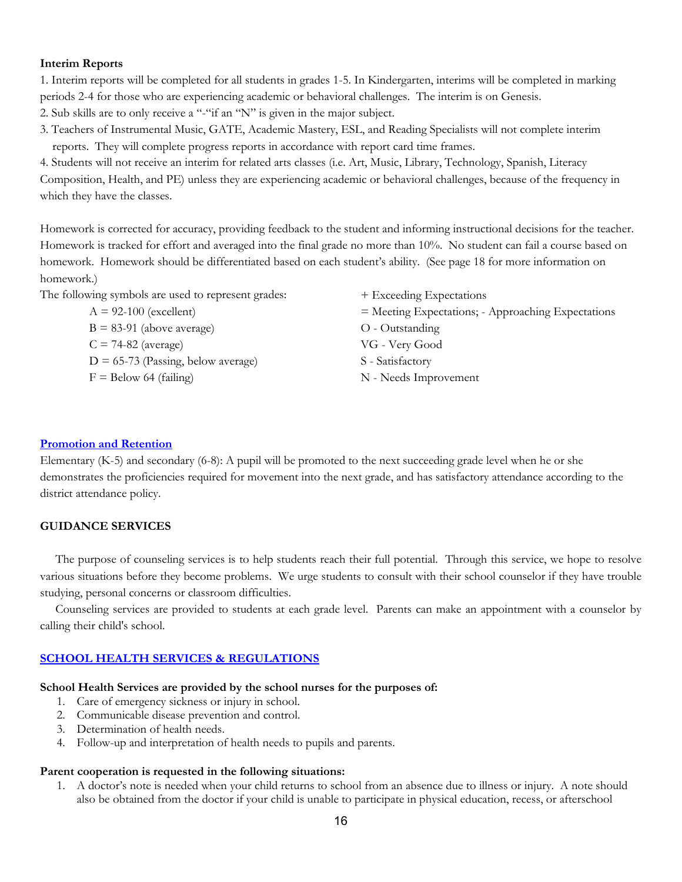**Interim Reports**

1. Interim reports will be completed for all students in grades 1-5. In Kindergarten, interims will be completed in marking periods 2-4 for those who are experiencing academic or behavioral challenges. The interim is on Genesis.
2. Sub skills are to only receive a "-"if an "N" is given in the major subject.
3. Teachers of Instrumental Music, GATE, Academic Mastery, ESL, and Reading Specialists will not complete interim reports. They will complete progress reports in accordance with report card time frames.
4. Students will not receive an interim for related arts classes (i.e. Art, Music, Library, Technology, Spanish, Literacy Composition, Health, and PE) unless they are experiencing academic or behavioral challenges, because of the frequency in which they have the classes.

Homework is corrected for accuracy, providing feedback to the student and informing instructional decisions for the teacher. Homework is tracked for effort and averaged into the final grade no more than 10%. No student can fail a course based on homework. Homework should be differentiated based on each student's ability. (See page 18 for more information on homework.)

The following symbols are used to represent grades:

- A = 92-100 (excellent)
- B = 83-91 (above average)
- C = 74-82 (average)
- D = 65-73 (Passing, below average)
- F = Below 64 (failing)

- + Exceeding Expectations
- = Meeting Expectations; - Approaching Expectations
- O - Outstanding
- VG - Very Good
- S - Satisfactory
- N - Needs Improvement

## Promotion and Retention

Elementary (K-5) and secondary (6-8): A pupil will be promoted to the next succeeding grade level when he or she demonstrates the proficiencies required for movement into the next grade, and has satisfactory attendance according to the district attendance policy.

## GUIDANCE SERVICES

The purpose of counseling services is to help students reach their full potential. Through this service, we hope to resolve various situations before they become problems. We urge students to consult with their school counselor if they have trouble studying, personal concerns or classroom difficulties.

Counseling services are provided to students at each grade level. Parents can make an appointment with a counselor by calling their child's school.

## SCHOOL HEALTH SERVICES & REGULATIONS

**School Health Services are provided by the school nurses for the purposes of:**

1. Care of emergency sickness or injury in school.
2. Communicable disease prevention and control.
3. Determination of health needs.
4. Follow-up and interpretation of health needs to pupils and parents.

**Parent cooperation is requested in the following situations:**

1. A doctor's note is needed when your child returns to school from an absence due to illness or injury. A note should also be obtained from the doctor if your child is unable to participate in physical education, recess, or afterschool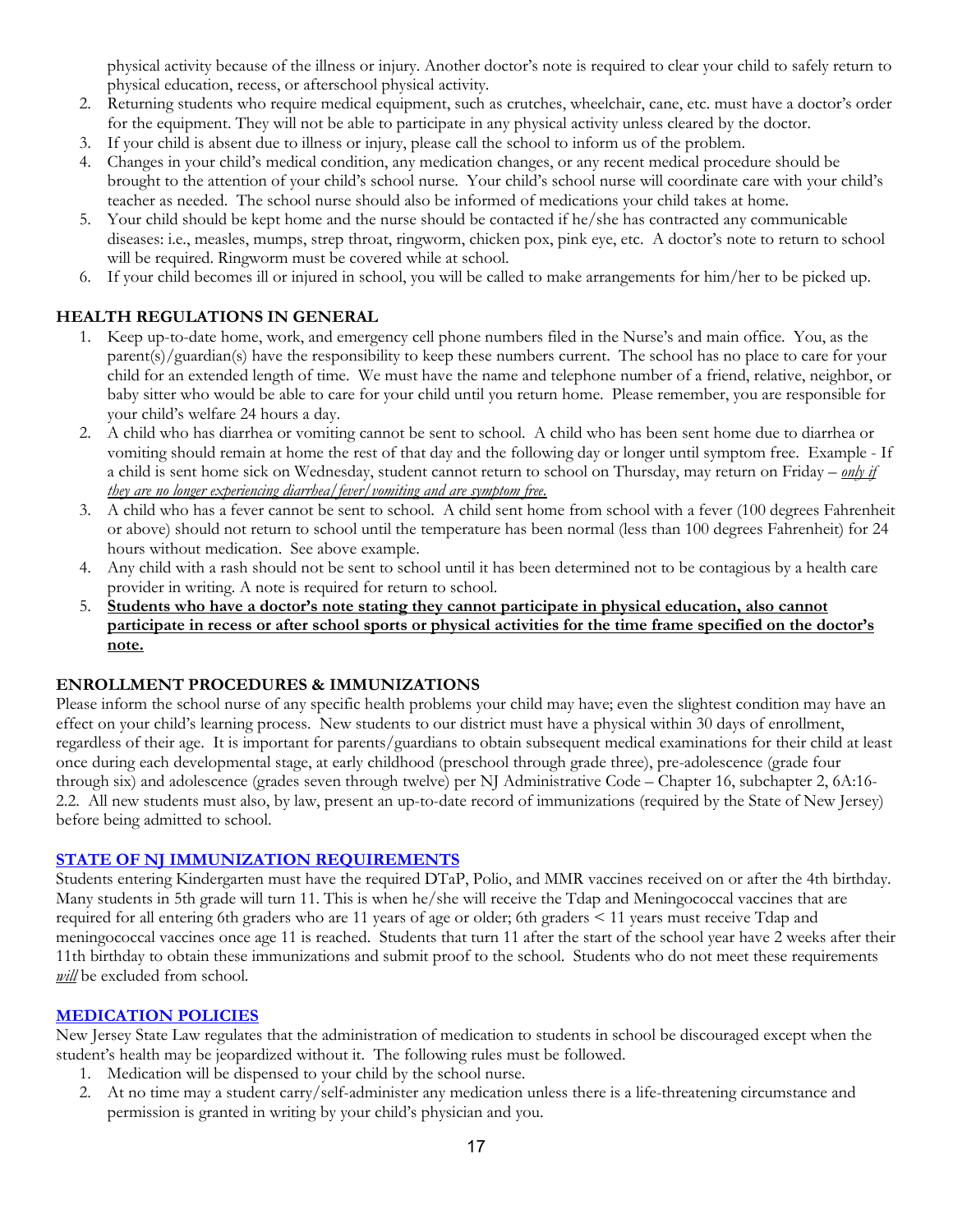physical activity because of the illness or injury. Another doctor's note is required to clear your child to safely return to physical education, recess, or afterschool physical activity.

2. Returning students who require medical equipment, such as crutches, wheelchair, cane, etc. must have a doctor's order for the equipment. They will not be able to participate in any physical activity unless cleared by the doctor.
3. If your child is absent due to illness or injury, please call the school to inform us of the problem.
4. Changes in your child's medical condition, any medication changes, or any recent medical procedure should be brought to the attention of your child's school nurse. Your child's school nurse will coordinate care with your child's teacher as needed. The school nurse should also be informed of medications your child takes at home.
5. Your child should be kept home and the nurse should be contacted if he/she has contracted any communicable diseases: i.e., measles, mumps, strep throat, ringworm, chicken pox, pink eye, etc. A doctor's note to return to school will be required. Ringworm must be covered while at school.
6. If your child becomes ill or injured in school, you will be called to make arrangements for him/her to be picked up.

## HEALTH REGULATIONS IN GENERAL

1. Keep up-to-date home, work, and emergency cell phone numbers filed in the Nurse's and main office. You, as the parent(s)/guardian(s) have the responsibility to keep these numbers current. The school has no place to care for your child for an extended length of time. We must have the name and telephone number of a friend, relative, neighbor, or baby sitter who would be able to care for your child until you return home. Please remember, you are responsible for your child's welfare 24 hours a day.
2. A child who has diarrhea or vomiting cannot be sent to school. A child who has been sent home due to diarrhea or vomiting should remain at home the rest of that day and the following day or longer until symptom free. Example - If a child is sent home sick on Wednesday, student cannot return to school on Thursday, may return on Friday – *<u>only if they are no longer experiencing diarrhea/fever/vomiting and are symptom free.</u>*
3. A child who has a fever cannot be sent to school. A child sent home from school with a fever (100 degrees Fahrenheit or above) should not return to school until the temperature has been normal (less than 100 degrees Fahrenheit) for 24 hours without medication. See above example.
4. Any child with a rash should not be sent to school until it has been determined not to be contagious by a health care provider in writing. A note is required for return to school.
5. **<u>Students who have a doctor's note stating they cannot participate in physical education, also cannot participate in recess or after school sports or physical activities for the time frame specified on the doctor's note.</u>**

## ENROLLMENT PROCEDURES & IMMUNIZATIONS

Please inform the school nurse of any specific health problems your child may have; even the slightest condition may have an effect on your child's learning process. New students to our district must have a physical within 30 days of enrollment, regardless of their age. It is important for parents/guardians to obtain subsequent medical examinations for their child at least once during each developmental stage, at early childhood (preschool through grade three), pre-adolescence (grade four through six) and adolescence (grades seven through twelve) per NJ Administrative Code – Chapter 16, subchapter 2, 6A:16-2.2. All new students must also, by law, present an up-to-date record of immunizations (required by the State of New Jersey) before being admitted to school.

## [STATE OF NJ IMMUNIZATION REQUIREMENTS]

Students entering Kindergarten must have the required DTaP, Polio, and MMR vaccines received on or after the 4th birthday. Many students in 5th grade will turn 11. This is when he/she will receive the Tdap and Meningococcal vaccines that are required for all entering 6th graders who are 11 years of age or older; 6th graders < 11 years must receive Tdap and meningococcal vaccines once age 11 is reached. Students that turn 11 after the start of the school year have 2 weeks after their 11th birthday to obtain these immunizations and submit proof to the school. Students who do not meet these requirements *<u>will</u>* be excluded from school.

## [MEDICATION POLICIES]

New Jersey State Law regulates that the administration of medication to students in school be discouraged except when the student's health may be jeopardized without it. The following rules must be followed.

1. Medication will be dispensed to your child by the school nurse.
2. At no time may a student carry/self-administer any medication unless there is a life-threatening circumstance and permission is granted in writing by your child's physician and you.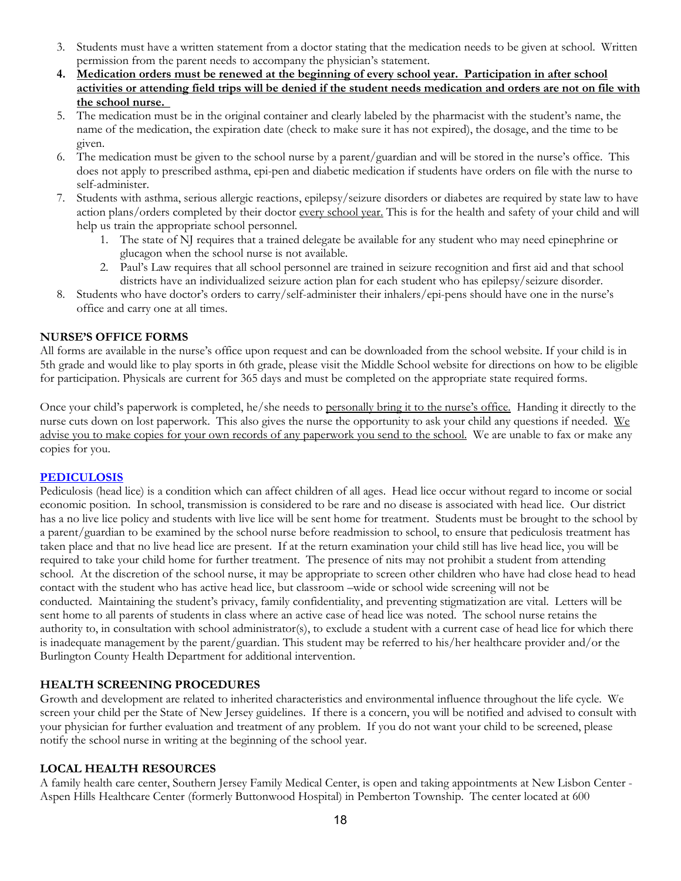3. Students must have a written statement from a doctor stating that the medication needs to be given at school. Written permission from the parent needs to accompany the physician's statement.
4. **Medication orders must be renewed at the beginning of every school year. Participation in after school activities or attending field trips will be denied if the student needs medication and orders are not on file with the school nurse.**
5. The medication must be in the original container and clearly labeled by the pharmacist with the student's name, the name of the medication, the expiration date (check to make sure it has not expired), the dosage, and the time to be given.
6. The medication must be given to the school nurse by a parent/guardian and will be stored in the nurse's office. This does not apply to prescribed asthma, epi-pen and diabetic medication if students have orders on file with the nurse to self-administer.
7. Students with asthma, serious allergic reactions, epilepsy/seizure disorders or diabetes are required by state law to have action plans/orders completed by their doctor every school year. This is for the health and safety of your child and will help us train the appropriate school personnel.
   1. The state of NJ requires that a trained delegate be available for any student who may need epinephrine or glucagon when the school nurse is not available.
   2. Paul's Law requires that all school personnel are trained in seizure recognition and first aid and that school districts have an individualized seizure action plan for each student who has epilepsy/seizure disorder.
8. Students who have doctor's orders to carry/self-administer their inhalers/epi-pens should have one in the nurse's office and carry one at all times.

**NURSE'S OFFICE FORMS**

All forms are available in the nurse's office upon request and can be downloaded from the school website. If your child is in 5th grade and would like to play sports in 6th grade, please visit the Middle School website for directions on how to be eligible for participation. Physicals are current for 365 days and must be completed on the appropriate state required forms.

Once your child's paperwork is completed, he/she needs to personally bring it to the nurse's office. Handing it directly to the nurse cuts down on lost paperwork. This also gives the nurse the opportunity to ask your child any questions if needed. We advise you to make copies for your own records of any paperwork you send to the school. We are unable to fax or make any copies for you.

**PEDICULOSIS**

Pediculosis (head lice) is a condition which can affect children of all ages. Head lice occur without regard to income or social economic position. In school, transmission is considered to be rare and no disease is associated with head lice. Our district has a no live lice policy and students with live lice will be sent home for treatment. Students must be brought to the school by a parent/guardian to be examined by the school nurse before readmission to school, to ensure that pediculosis treatment has taken place and that no live head lice are present. If at the return examination your child still has live head lice, you will be required to take your child home for further treatment. The presence of nits may not prohibit a student from attending school. At the discretion of the school nurse, it may be appropriate to screen other children who have had close head to head contact with the student who has active head lice, but classroom –wide or school wide screening will not be conducted. Maintaining the student's privacy, family confidentiality, and preventing stigmatization are vital. Letters will be sent home to all parents of students in class where an active case of head lice was noted. The school nurse retains the authority to, in consultation with school administrator(s), to exclude a student with a current case of head lice for which there is inadequate management by the parent/guardian. This student may be referred to his/her healthcare provider and/or the Burlington County Health Department for additional intervention.

**HEALTH SCREENING PROCEDURES**

Growth and development are related to inherited characteristics and environmental influence throughout the life cycle. We screen your child per the State of New Jersey guidelines. If there is a concern, you will be notified and advised to consult with your physician for further evaluation and treatment of any problem. If you do not want your child to be screened, please notify the school nurse in writing at the beginning of the school year.

**LOCAL HEALTH RESOURCES**

A family health care center, Southern Jersey Family Medical Center, is open and taking appointments at New Lisbon Center - Aspen Hills Healthcare Center (formerly Buttonwood Hospital) in Pemberton Township. The center located at 600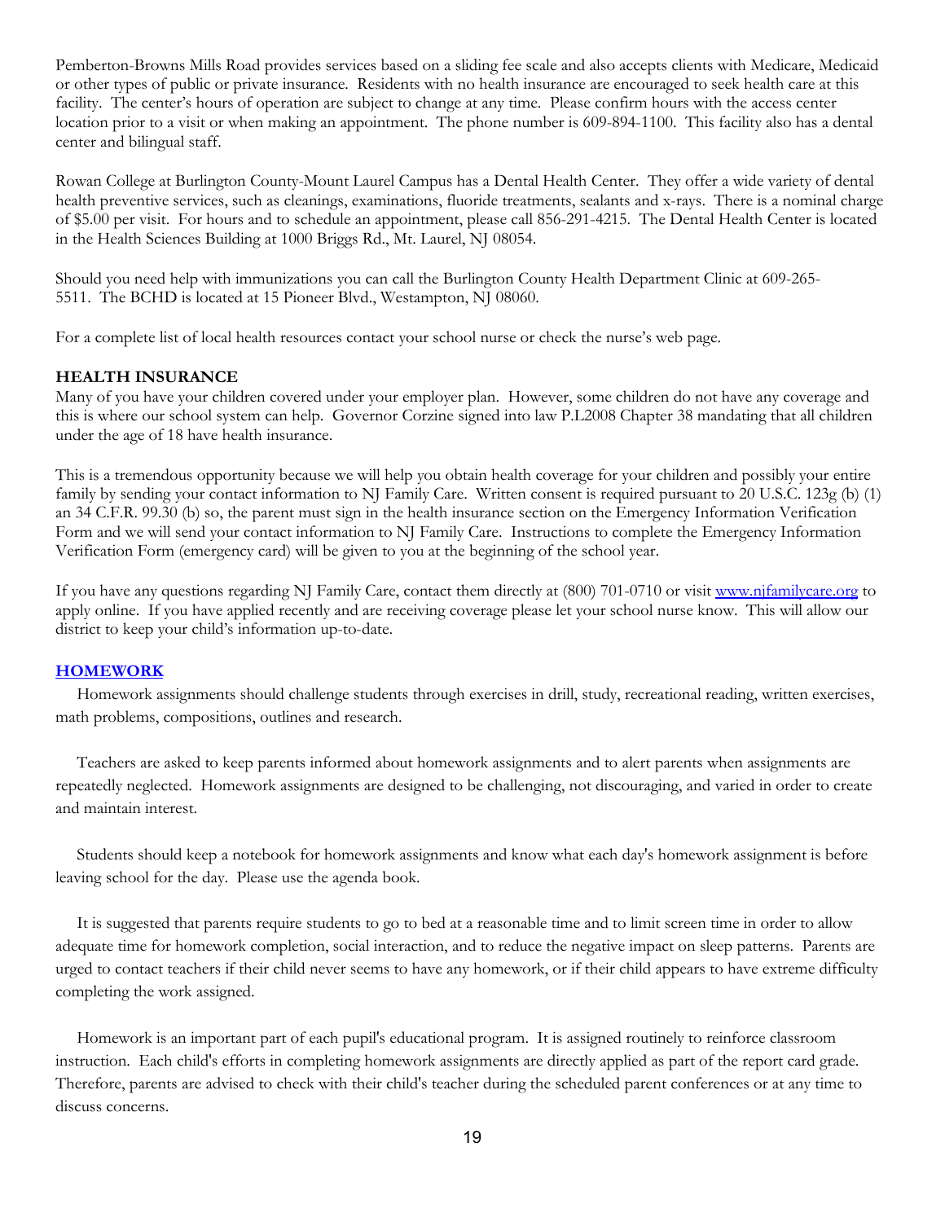Pemberton-Browns Mills Road provides services based on a sliding fee scale and also accepts clients with Medicare, Medicaid or other types of public or private insurance. Residents with no health insurance are encouraged to seek health care at this facility. The center's hours of operation are subject to change at any time. Please confirm hours with the access center location prior to a visit or when making an appointment. The phone number is 609-894-1100. This facility also has a dental center and bilingual staff.

Rowan College at Burlington County-Mount Laurel Campus has a Dental Health Center. They offer a wide variety of dental health preventive services, such as cleanings, examinations, fluoride treatments, sealants and x-rays. There is a nominal charge of $5.00 per visit. For hours and to schedule an appointment, please call 856-291-4215. The Dental Health Center is located in the Health Sciences Building at 1000 Briggs Rd., Mt. Laurel, NJ 08054.

Should you need help with immunizations you can call the Burlington County Health Department Clinic at 609-265-5511. The BCHD is located at 15 Pioneer Blvd., Westampton, NJ 08060.

For a complete list of local health resources contact your school nurse or check the nurse's web page.

**HEALTH INSURANCE**

Many of you have your children covered under your employer plan. However, some children do not have any coverage and this is where our school system can help. Governor Corzine signed into law P.L2008 Chapter 38 mandating that all children under the age of 18 have health insurance.

This is a tremendous opportunity because we will help you obtain health coverage for your children and possibly your entire family by sending your contact information to NJ Family Care. Written consent is required pursuant to 20 U.S.C. 123g (b) (1) an 34 C.F.R. 99.30 (b) so, the parent must sign in the health insurance section on the Emergency Information Verification Form and we will send your contact information to NJ Family Care. Instructions to complete the Emergency Information Verification Form (emergency card) will be given to you at the beginning of the school year.

If you have any questions regarding NJ Family Care, contact them directly at (800) 701-0710 or visit [www.njfamilycare.org](http://www.njfamilycare.org) to apply online. If you have applied recently and are receiving coverage please let your school nurse know. This will allow our district to keep your child's information up-to-date.

**HOMEWORK**

Homework assignments should challenge students through exercises in drill, study, recreational reading, written exercises, math problems, compositions, outlines and research.

Teachers are asked to keep parents informed about homework assignments and to alert parents when assignments are repeatedly neglected. Homework assignments are designed to be challenging, not discouraging, and varied in order to create and maintain interest.

Students should keep a notebook for homework assignments and know what each day's homework assignment is before leaving school for the day. Please use the agenda book.

It is suggested that parents require students to go to bed at a reasonable time and to limit screen time in order to allow adequate time for homework completion, social interaction, and to reduce the negative impact on sleep patterns. Parents are urged to contact teachers if their child never seems to have any homework, or if their child appears to have extreme difficulty completing the work assigned.

Homework is an important part of each pupil's educational program. It is assigned routinely to reinforce classroom instruction. Each child's efforts in completing homework assignments are directly applied as part of the report card grade. Therefore, parents are advised to check with their child's teacher during the scheduled parent conferences or at any time to discuss concerns.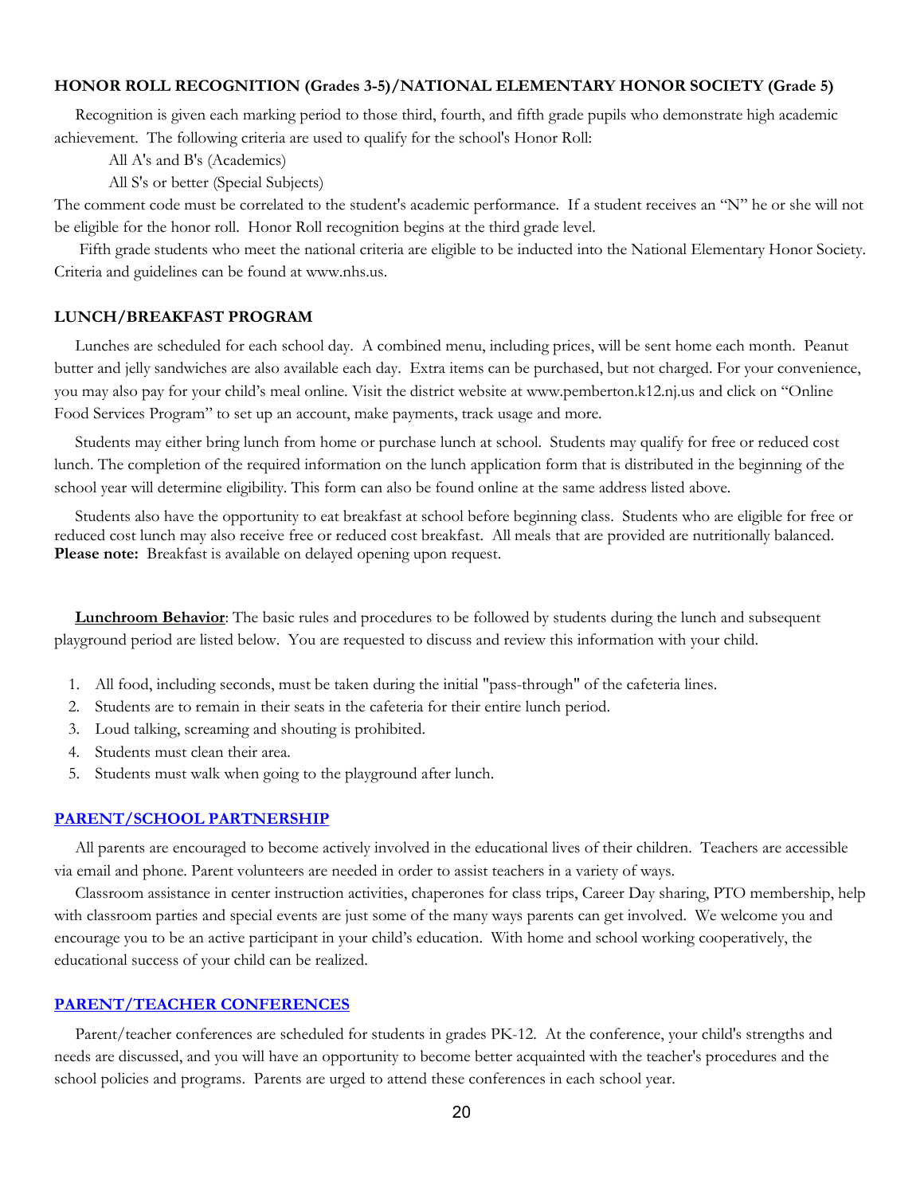**HONOR ROLL RECOGNITION (Grades 3-5)/NATIONAL ELEMENTARY HONOR SOCIETY (Grade 5)**

Recognition is given each marking period to those third, fourth, and fifth grade pupils who demonstrate high academic achievement. The following criteria are used to qualify for the school's Honor Roll:

All A's and B's (Academics)

All S's or better (Special Subjects)

The comment code must be correlated to the student's academic performance. If a student receives an "N" he or she will not be eligible for the honor roll. Honor Roll recognition begins at the third grade level.

Fifth grade students who meet the national criteria are eligible to be inducted into the National Elementary Honor Society. Criteria and guidelines can be found at www.nhs.us.

**LUNCH/BREAKFAST PROGRAM**

Lunches are scheduled for each school day. A combined menu, including prices, will be sent home each month. Peanut butter and jelly sandwiches are also available each day. Extra items can be purchased, but not charged. For your convenience, you may also pay for your child's meal online. Visit the district website at www.pemberton.k12.nj.us and click on "Online Food Services Program" to set up an account, make payments, track usage and more.

Students may either bring lunch from home or purchase lunch at school. Students may qualify for free or reduced cost lunch. The completion of the required information on the lunch application form that is distributed in the beginning of the school year will determine eligibility. This form can also be found online at the same address listed above.

Students also have the opportunity to eat breakfast at school before beginning class. Students who are eligible for free or reduced cost lunch may also receive free or reduced cost breakfast. All meals that are provided are nutritionally balanced. **Please note:** Breakfast is available on delayed opening upon request.

**Lunchroom Behavior**: The basic rules and procedures to be followed by students during the lunch and subsequent playground period are listed below. You are requested to discuss and review this information with your child.

1. All food, including seconds, must be taken during the initial "pass-through" of the cafeteria lines.
2. Students are to remain in their seats in the cafeteria for their entire lunch period.
3. Loud talking, screaming and shouting is prohibited.
4. Students must clean their area.
5. Students must walk when going to the playground after lunch.

**PARENT/SCHOOL PARTNERSHIP**

All parents are encouraged to become actively involved in the educational lives of their children. Teachers are accessible via email and phone. Parent volunteers are needed in order to assist teachers in a variety of ways.

Classroom assistance in center instruction activities, chaperones for class trips, Career Day sharing, PTO membership, help with classroom parties and special events are just some of the many ways parents can get involved. We welcome you and encourage you to be an active participant in your child's education. With home and school working cooperatively, the educational success of your child can be realized.

**PARENT/TEACHER CONFERENCES**

Parent/teacher conferences are scheduled for students in grades PK-12. At the conference, your child's strengths and needs are discussed, and you will have an opportunity to become better acquainted with the teacher's procedures and the school policies and programs. Parents are urged to attend these conferences in each school year.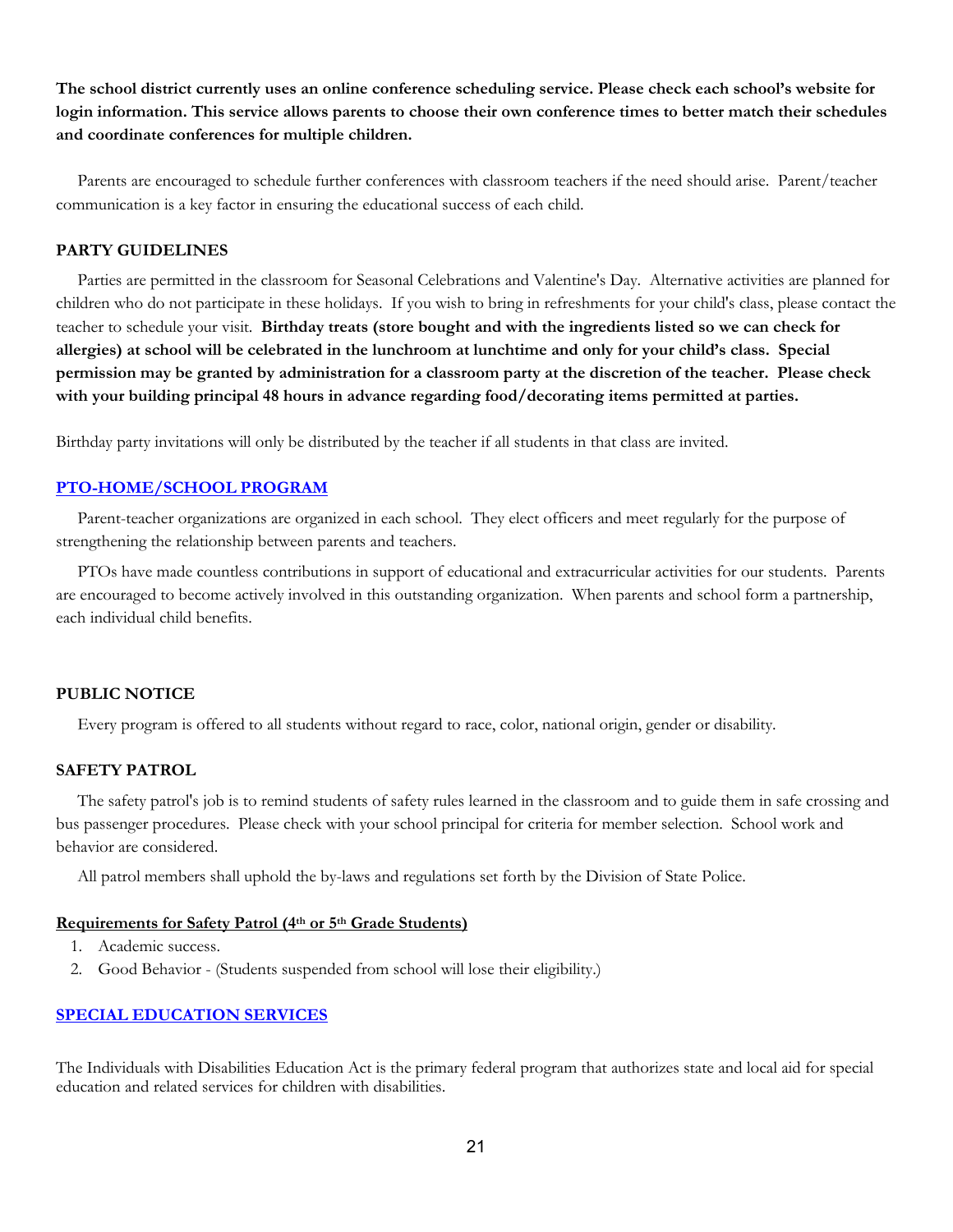**The school district currently uses an online conference scheduling service. Please check each school's website for login information. This service allows parents to choose their own conference times to better match their schedules and coordinate conferences for multiple children.**

Parents are encouraged to schedule further conferences with classroom teachers if the need should arise. Parent/teacher communication is a key factor in ensuring the educational success of each child.

## PARTY GUIDELINES

Parties are permitted in the classroom for Seasonal Celebrations and Valentine's Day. Alternative activities are planned for children who do not participate in these holidays. If you wish to bring in refreshments for your child's class, please contact the teacher to schedule your visit. **Birthday treats (store bought and with the ingredients listed so we can check for allergies) at school will be celebrated in the lunchroom at lunchtime and only for your child's class. Special permission may be granted by administration for a classroom party at the discretion of the teacher. Please check with your building principal 48 hours in advance regarding food/decorating items permitted at parties.**

Birthday party invitations will only be distributed by the teacher if all students in that class are invited.

## PTO-HOME/SCHOOL PROGRAM

Parent-teacher organizations are organized in each school. They elect officers and meet regularly for the purpose of strengthening the relationship between parents and teachers.

PTOs have made countless contributions in support of educational and extracurricular activities for our students. Parents are encouraged to become actively involved in this outstanding organization. When parents and school form a partnership, each individual child benefits.

## PUBLIC NOTICE

Every program is offered to all students without regard to race, color, national origin, gender or disability.

## SAFETY PATROL

The safety patrol's job is to remind students of safety rules learned in the classroom and to guide them in safe crossing and bus passenger procedures. Please check with your school principal for criteria for member selection. School work and behavior are considered.

All patrol members shall uphold the by-laws and regulations set forth by the Division of State Police.

**Requirements for Safety Patrol (4th or 5th Grade Students)**

1. Academic success.
2. Good Behavior - (Students suspended from school will lose their eligibility.)

## SPECIAL EDUCATION SERVICES

The Individuals with Disabilities Education Act is the primary federal program that authorizes state and local aid for special education and related services for children with disabilities.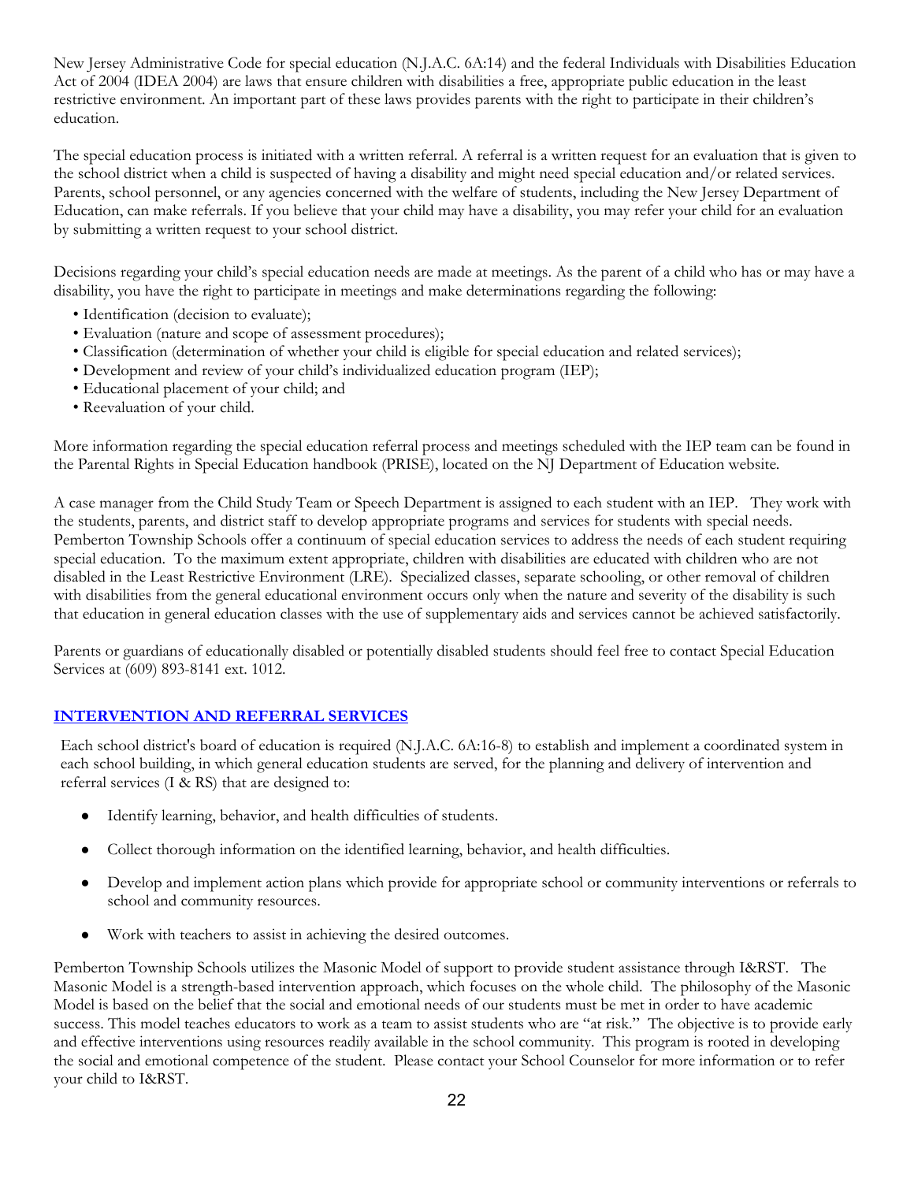New Jersey Administrative Code for special education (N.J.A.C. 6A:14) and the federal Individuals with Disabilities Education Act of 2004 (IDEA 2004) are laws that ensure children with disabilities a free, appropriate public education in the least restrictive environment. An important part of these laws provides parents with the right to participate in their children's education.

The special education process is initiated with a written referral. A referral is a written request for an evaluation that is given to the school district when a child is suspected of having a disability and might need special education and/or related services. Parents, school personnel, or any agencies concerned with the welfare of students, including the New Jersey Department of Education, can make referrals. If you believe that your child may have a disability, you may refer your child for an evaluation by submitting a written request to your school district.

Decisions regarding your child's special education needs are made at meetings. As the parent of a child who has or may have a disability, you have the right to participate in meetings and make determinations regarding the following:

- Identification (decision to evaluate);
- Evaluation (nature and scope of assessment procedures);
- Classification (determination of whether your child is eligible for special education and related services);
- Development and review of your child's individualized education program (IEP);
- Educational placement of your child; and
- Reevaluation of your child.

More information regarding the special education referral process and meetings scheduled with the IEP team can be found in the Parental Rights in Special Education handbook (PRISE), located on the NJ Department of Education website.

A case manager from the Child Study Team or Speech Department is assigned to each student with an IEP. They work with the students, parents, and district staff to develop appropriate programs and services for students with special needs. Pemberton Township Schools offer a continuum of special education services to address the needs of each student requiring special education. To the maximum extent appropriate, children with disabilities are educated with children who are not disabled in the Least Restrictive Environment (LRE). Specialized classes, separate schooling, or other removal of children with disabilities from the general educational environment occurs only when the nature and severity of the disability is such that education in general education classes with the use of supplementary aids and services cannot be achieved satisfactorily.

Parents or guardians of educationally disabled or potentially disabled students should feel free to contact Special Education Services at (609) 893-8141 ext. 1012.

## INTERVENTION AND REFERRAL SERVICES

Each school district's board of education is required (N.J.A.C. 6A:16-8) to establish and implement a coordinated system in each school building, in which general education students are served, for the planning and delivery of intervention and referral services (I & RS) that are designed to:

- Identify learning, behavior, and health difficulties of students.
- Collect thorough information on the identified learning, behavior, and health difficulties.
- Develop and implement action plans which provide for appropriate school or community interventions or referrals to school and community resources.
- Work with teachers to assist in achieving the desired outcomes.

Pemberton Township Schools utilizes the Masonic Model of support to provide student assistance through I&RST. The Masonic Model is a strength-based intervention approach, which focuses on the whole child. The philosophy of the Masonic Model is based on the belief that the social and emotional needs of our students must be met in order to have academic success. This model teaches educators to work as a team to assist students who are "at risk." The objective is to provide early and effective interventions using resources readily available in the school community. This program is rooted in developing the social and emotional competence of the student. Please contact your School Counselor for more information or to refer your child to I&RST.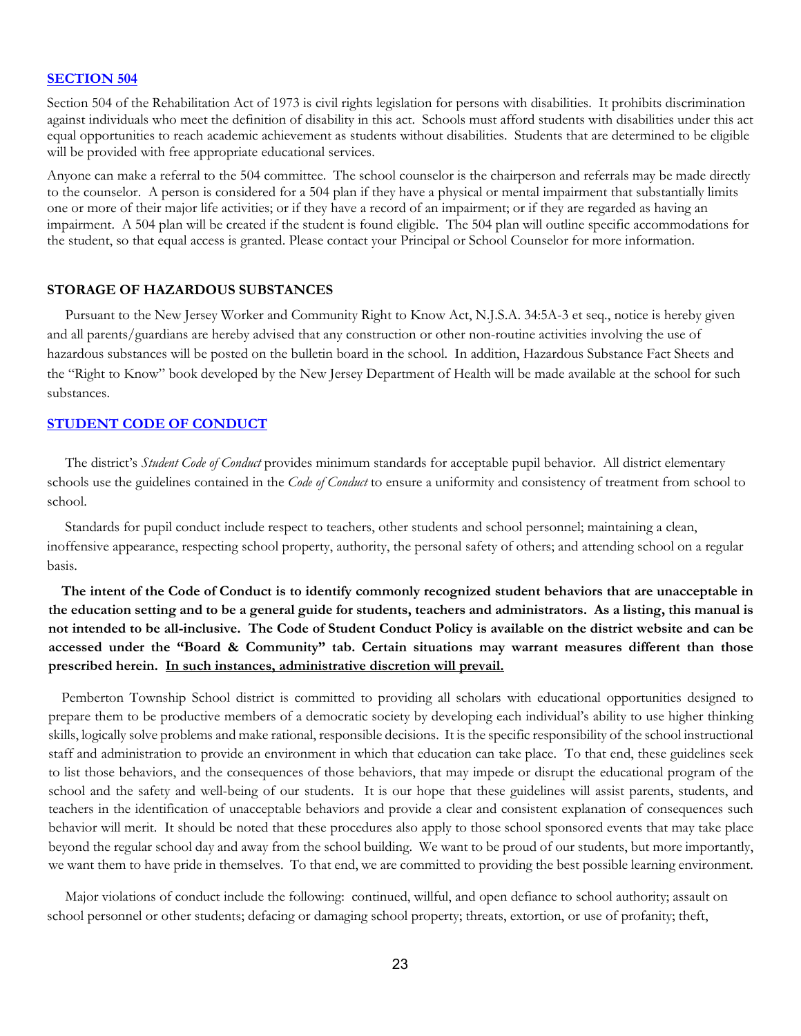## SECTION 504

Section 504 of the Rehabilitation Act of 1973 is civil rights legislation for persons with disabilities. It prohibits discrimination against individuals who meet the definition of disability in this act. Schools must afford students with disabilities under this act equal opportunities to reach academic achievement as students without disabilities. Students that are determined to be eligible will be provided with free appropriate educational services.

Anyone can make a referral to the 504 committee. The school counselor is the chairperson and referrals may be made directly to the counselor. A person is considered for a 504 plan if they have a physical or mental impairment that substantially limits one or more of their major life activities; or if they have a record of an impairment; or if they are regarded as having an impairment. A 504 plan will be created if the student is found eligible. The 504 plan will outline specific accommodations for the student, so that equal access is granted. Please contact your Principal or School Counselor for more information.

## STORAGE OF HAZARDOUS SUBSTANCES

Pursuant to the New Jersey Worker and Community Right to Know Act, N.J.S.A. 34:5A-3 et seq., notice is hereby given and all parents/guardians are hereby advised that any construction or other non-routine activities involving the use of hazardous substances will be posted on the bulletin board in the school. In addition, Hazardous Substance Fact Sheets and the "Right to Know" book developed by the New Jersey Department of Health will be made available at the school for such substances.

## STUDENT CODE OF CONDUCT

The district's *Student Code of Conduct* provides minimum standards for acceptable pupil behavior. All district elementary schools use the guidelines contained in the *Code of Conduct* to ensure a uniformity and consistency of treatment from school to school.

Standards for pupil conduct include respect to teachers, other students and school personnel; maintaining a clean, inoffensive appearance, respecting school property, authority, the personal safety of others; and attending school on a regular basis.

**The intent of the Code of Conduct is to identify commonly recognized student behaviors that are unacceptable in the education setting and to be a general guide for students, teachers and administrators. As a listing, this manual is not intended to be all-inclusive. The Code of Student Conduct Policy is available on the district website and can be accessed under the "Board & Community" tab. Certain situations may warrant measures different than those prescribed herein. <u>In such instances, administrative discretion will prevail.</u>**

Pemberton Township School district is committed to providing all scholars with educational opportunities designed to prepare them to be productive members of a democratic society by developing each individual's ability to use higher thinking skills, logically solve problems and make rational, responsible decisions. It is the specific responsibility of the school instructional staff and administration to provide an environment in which that education can take place. To that end, these guidelines seek to list those behaviors, and the consequences of those behaviors, that may impede or disrupt the educational program of the school and the safety and well-being of our students. It is our hope that these guidelines will assist parents, students, and teachers in the identification of unacceptable behaviors and provide a clear and consistent explanation of consequences such behavior will merit. It should be noted that these procedures also apply to those school sponsored events that may take place beyond the regular school day and away from the school building. We want to be proud of our students, but more importantly, we want them to have pride in themselves. To that end, we are committed to providing the best possible learning environment.

Major violations of conduct include the following: continued, willful, and open defiance to school authority; assault on school personnel or other students; defacing or damaging school property; threats, extortion, or use of profanity; theft,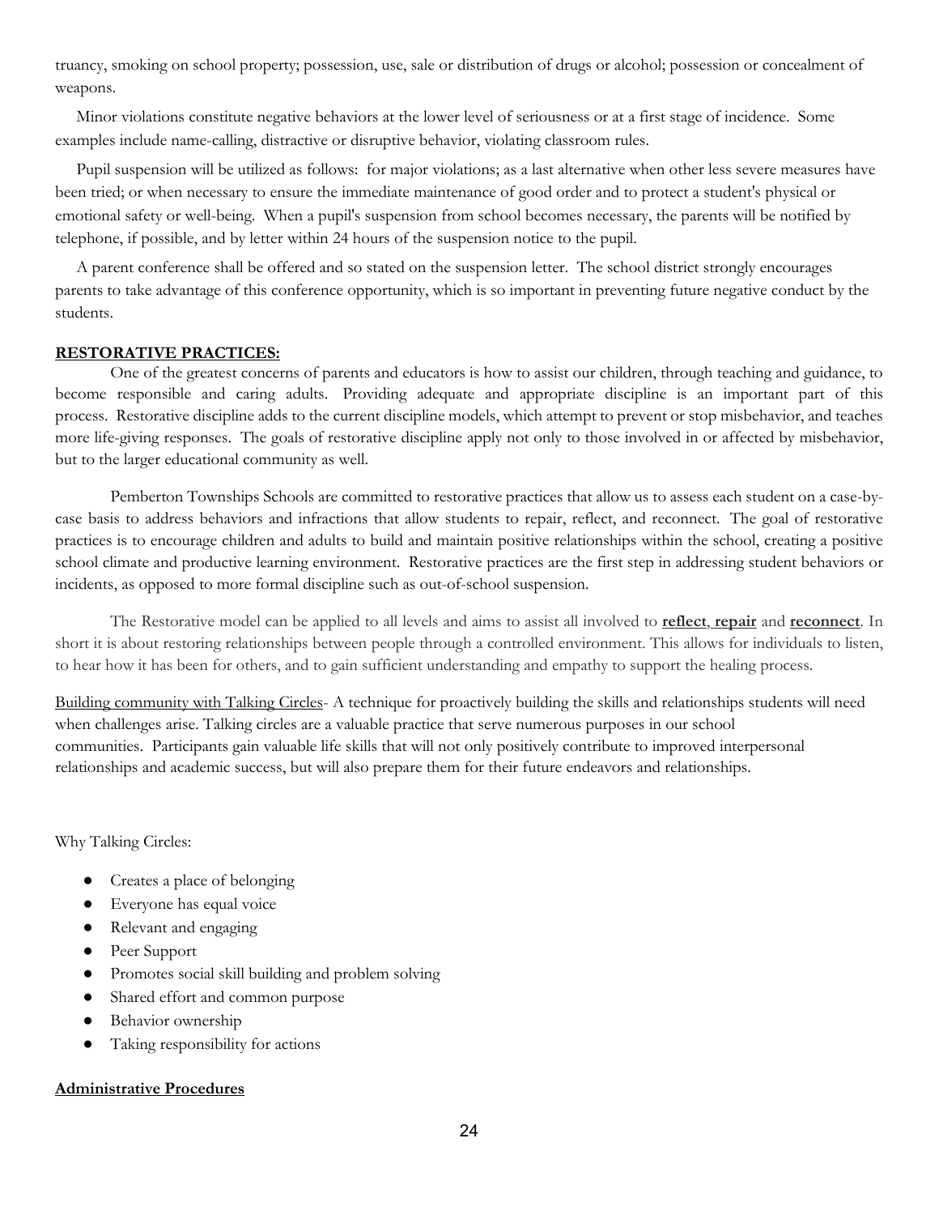truancy, smoking on school property; possession, use, sale or distribution of drugs or alcohol; possession or concealment of weapons.

Minor violations constitute negative behaviors at the lower level of seriousness or at a first stage of incidence. Some examples include name-calling, distractive or disruptive behavior, violating classroom rules.

Pupil suspension will be utilized as follows: for major violations; as a last alternative when other less severe measures have been tried; or when necessary to ensure the immediate maintenance of good order and to protect a student's physical or emotional safety or well-being. When a pupil's suspension from school becomes necessary, the parents will be notified by telephone, if possible, and by letter within 24 hours of the suspension notice to the pupil.

A parent conference shall be offered and so stated on the suspension letter. The school district strongly encourages parents to take advantage of this conference opportunity, which is so important in preventing future negative conduct by the students.

## RESTORATIVE PRACTICES:

One of the greatest concerns of parents and educators is how to assist our children, through teaching and guidance, to become responsible and caring adults. Providing adequate and appropriate discipline is an important part of this process. Restorative discipline adds to the current discipline models, which attempt to prevent or stop misbehavior, and teaches more life-giving responses. The goals of restorative discipline apply not only to those involved in or affected by misbehavior, but to the larger educational community as well.

Pemberton Townships Schools are committed to restorative practices that allow us to assess each student on a case-by-case basis to address behaviors and infractions that allow students to repair, reflect, and reconnect. The goal of restorative practices is to encourage children and adults to build and maintain positive relationships within the school, creating a positive school climate and productive learning environment. Restorative practices are the first step in addressing student behaviors or incidents, as opposed to more formal discipline such as out-of-school suspension.

The Restorative model can be applied to all levels and aims to assist all involved to **reflect**, **repair** and **reconnect**. In short it is about restoring relationships between people through a controlled environment. This allows for individuals to listen, to hear how it has been for others, and to gain sufficient understanding and empathy to support the healing process.

Building community with Talking Circles- A technique for proactively building the skills and relationships students will need when challenges arise. Talking circles are a valuable practice that serve numerous purposes in our school communities. Participants gain valuable life skills that will not only positively contribute to improved interpersonal relationships and academic success, but will also prepare them for their future endeavors and relationships.

Why Talking Circles:

- Creates a place of belonging
- Everyone has equal voice
- Relevant and engaging
- Peer Support
- Promotes social skill building and problem solving
- Shared effort and common purpose
- Behavior ownership
- Taking responsibility for actions

## Administrative Procedures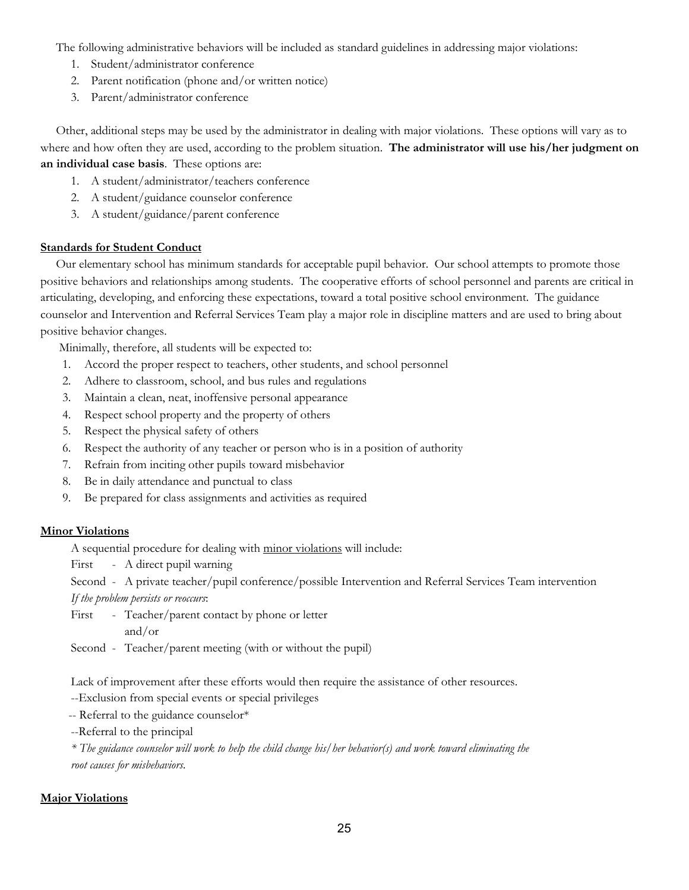The following administrative behaviors will be included as standard guidelines in addressing major violations:

1. Student/administrator conference
2. Parent notification (phone and/or written notice)
3. Parent/administrator conference

Other, additional steps may be used by the administrator in dealing with major violations. These options will vary as to where and how often they are used, according to the problem situation. **The administrator will use his/her judgment on an individual case basis**. These options are:

1. A student/administrator/teachers conference
2. A student/guidance counselor conference
3. A student/guidance/parent conference

**Standards for Student Conduct**

Our elementary school has minimum standards for acceptable pupil behavior. Our school attempts to promote those positive behaviors and relationships among students. The cooperative efforts of school personnel and parents are critical in articulating, developing, and enforcing these expectations, toward a total positive school environment. The guidance counselor and Intervention and Referral Services Team play a major role in discipline matters and are used to bring about positive behavior changes.

Minimally, therefore, all students will be expected to:

1. Accord the proper respect to teachers, other students, and school personnel
2. Adhere to classroom, school, and bus rules and regulations
3. Maintain a clean, neat, inoffensive personal appearance
4. Respect school property and the property of others
5. Respect the physical safety of others
6. Respect the authority of any teacher or person who is in a position of authority
7. Refrain from inciting other pupils toward misbehavior
8. Be in daily attendance and punctual to class
9. Be prepared for class assignments and activities as required

**Minor Violations**

A sequential procedure for dealing with minor violations will include:

First - A direct pupil warning

Second - A private teacher/pupil conference/possible Intervention and Referral Services Team intervention

*If the problem persists or reoccurs*:

First - Teacher/parent contact by phone or letter
and/or

Second - Teacher/parent meeting (with or without the pupil)

Lack of improvement after these efforts would then require the assistance of other resources.

--Exclusion from special events or special privileges

-- Referral to the guidance counselor*

--Referral to the principal

*\* The guidance counselor will work to help the child change his/her behavior(s) and work toward eliminating the root causes for misbehaviors.*

**Major Violations**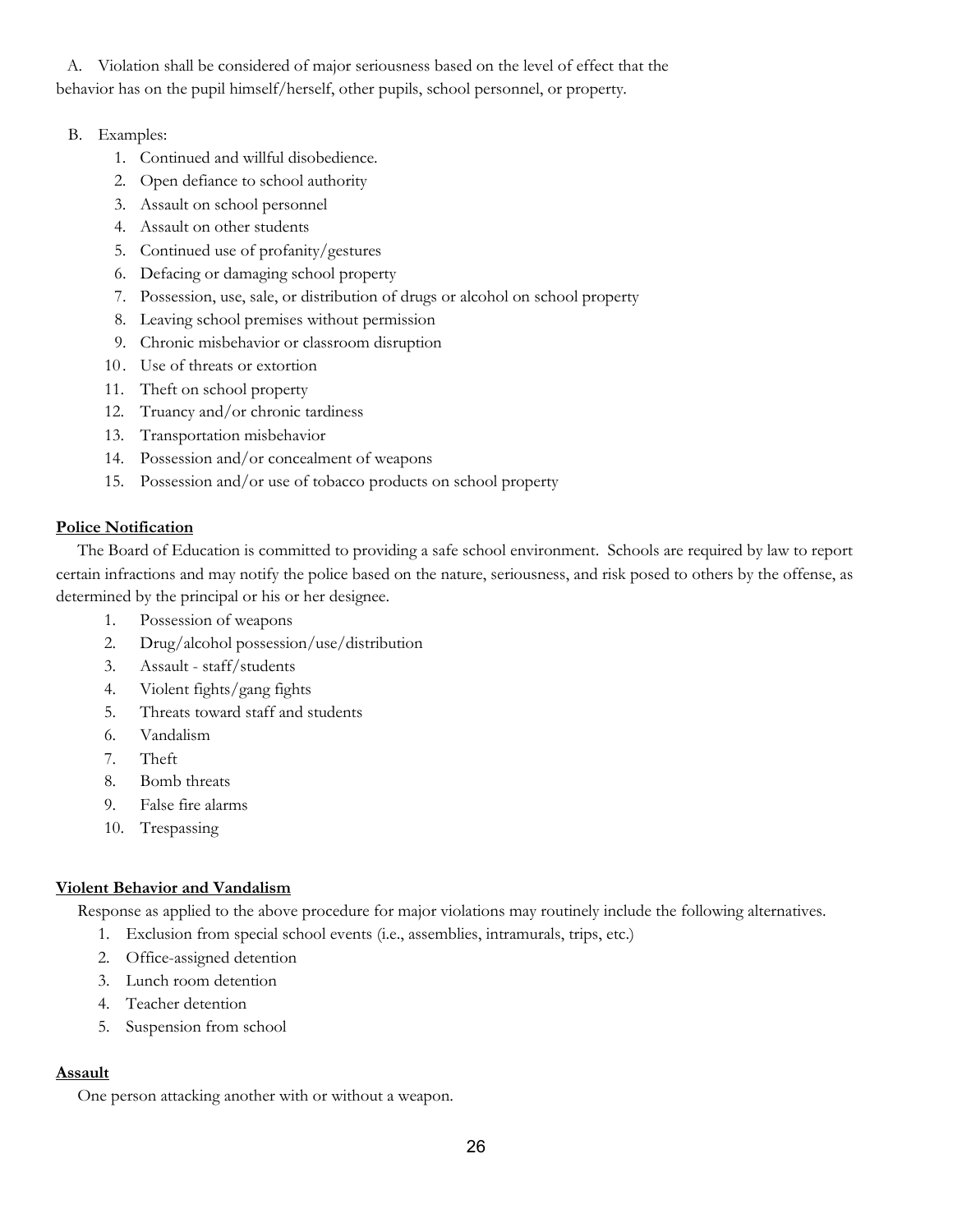A. Violation shall be considered of major seriousness based on the level of effect that the behavior has on the pupil himself/herself, other pupils, school personnel, or property.

B. Examples:
   1. Continued and willful disobedience.
   2. Open defiance to school authority
   3. Assault on school personnel
   4. Assault on other students
   5. Continued use of profanity/gestures
   6. Defacing or damaging school property
   7. Possession, use, sale, or distribution of drugs or alcohol on school property
   8. Leaving school premises without permission
   9. Chronic misbehavior or classroom disruption
   10. Use of threats or extortion
   11. Theft on school property
   12. Truancy and/or chronic tardiness
   13. Transportation misbehavior
   14. Possession and/or concealment of weapons
   15. Possession and/or use of tobacco products on school property

**Police Notification**

The Board of Education is committed to providing a safe school environment. Schools are required by law to report certain infractions and may notify the police based on the nature, seriousness, and risk posed to others by the offense, as determined by the principal or his or her designee.

1. Possession of weapons
2. Drug/alcohol possession/use/distribution
3. Assault - staff/students
4. Violent fights/gang fights
5. Threats toward staff and students
6. Vandalism
7. Theft
8. Bomb threats
9. False fire alarms
10. Trespassing

**Violent Behavior and Vandalism**

Response as applied to the above procedure for major violations may routinely include the following alternatives.

1. Exclusion from special school events (i.e., assemblies, intramurals, trips, etc.)
2. Office-assigned detention
3. Lunch room detention
4. Teacher detention
5. Suspension from school

**Assault**

One person attacking another with or without a weapon.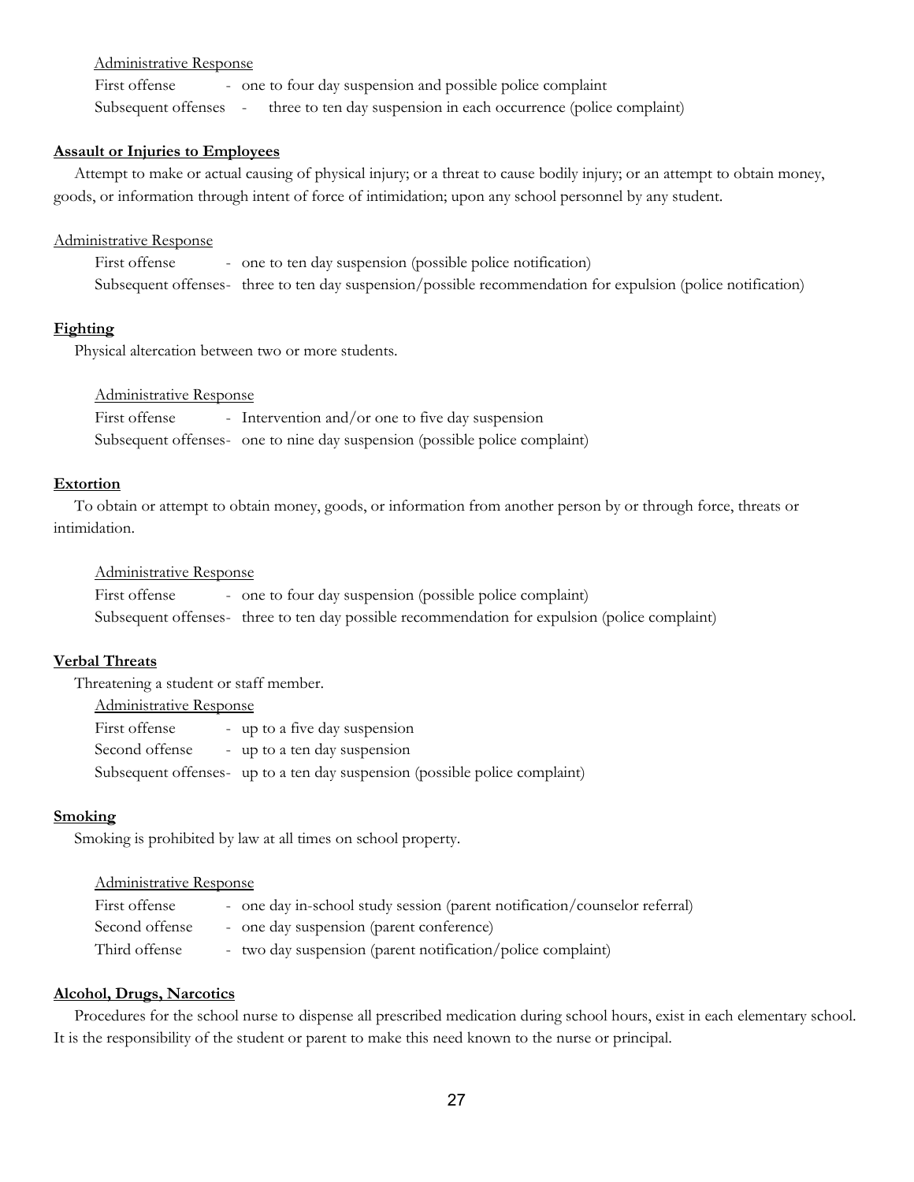Administrative Response

First offense - one to four day suspension and possible police complaint
Subsequent offenses - three to ten day suspension in each occurrence (police complaint)

**Assault or Injuries to Employees**

Attempt to make or actual causing of physical injury; or a threat to cause bodily injury; or an attempt to obtain money, goods, or information through intent of force of intimidation; upon any school personnel by any student.

Administrative Response

First offense - one to ten day suspension (possible police notification)
Subsequent offenses- three to ten day suspension/possible recommendation for expulsion (police notification)

**Fighting**

Physical altercation between two or more students.

Administrative Response

First offense - Intervention and/or one to five day suspension
Subsequent offenses- one to nine day suspension (possible police complaint)

**Extortion**

To obtain or attempt to obtain money, goods, or information from another person by or through force, threats or intimidation.

Administrative Response

First offense - one to four day suspension (possible police complaint)
Subsequent offenses- three to ten day possible recommendation for expulsion (police complaint)

**Verbal Threats**

Threatening a student or staff member.

Administrative Response

First offense - up to a five day suspension
Second offense - up to a ten day suspension
Subsequent offenses- up to a ten day suspension (possible police complaint)

**Smoking**

Smoking is prohibited by law at all times on school property.

Administrative Response

First offense - one day in-school study session (parent notification/counselor referral)
Second offense - one day suspension (parent conference)
Third offense - two day suspension (parent notification/police complaint)

**Alcohol, Drugs, Narcotics**

Procedures for the school nurse to dispense all prescribed medication during school hours, exist in each elementary school. It is the responsibility of the student or parent to make this need known to the nurse or principal.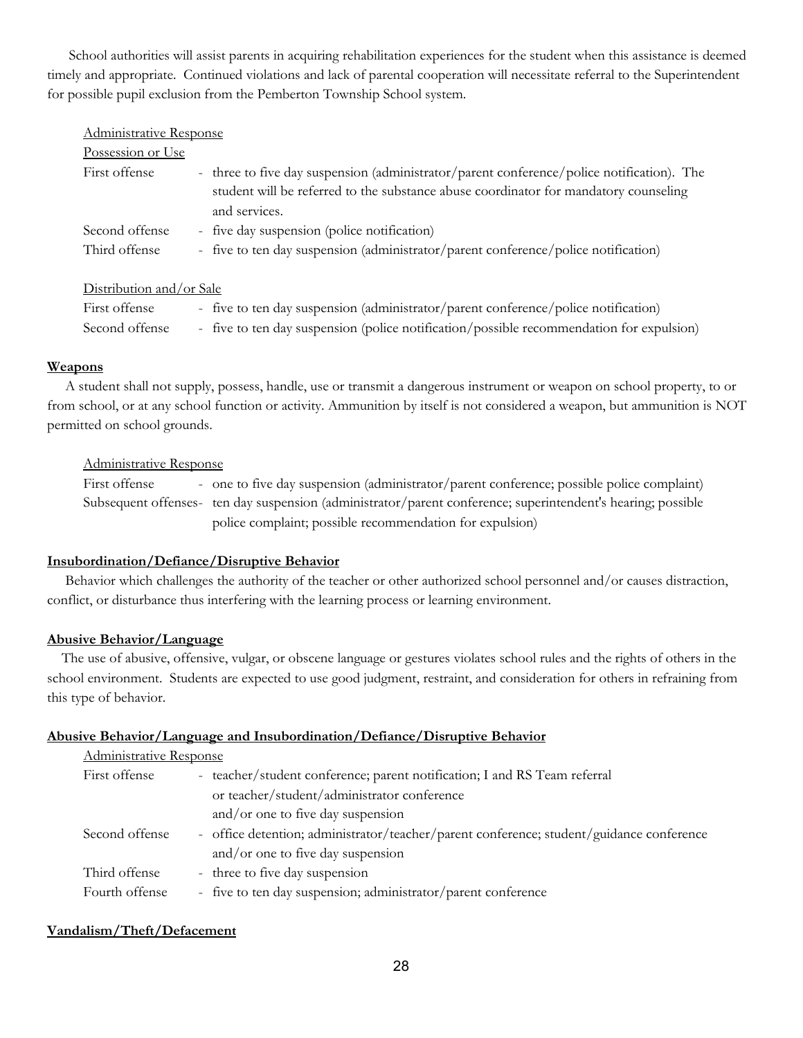School authorities will assist parents in acquiring rehabilitation experiences for the student when this assistance is deemed timely and appropriate. Continued violations and lack of parental cooperation will necessitate referral to the Superintendent for possible pupil exclusion from the Pemberton Township School system.

Administrative Response

Possession or Use

| | |
|---|---|
| First offense | - three to five day suspension (administrator/parent conference/police notification). The student will be referred to the substance abuse coordinator for mandatory counseling and services. |
| Second offense | - five day suspension (police notification) |
| Third offense | - five to ten day suspension (administrator/parent conference/police notification) |

Distribution and/or Sale

| | |
|---|---|
| First offense | - five to ten day suspension (administrator/parent conference/police notification) |
| Second offense | - five to ten day suspension (police notification/possible recommendation for expulsion) |

## Weapons

A student shall not supply, possess, handle, use or transmit a dangerous instrument or weapon on school property, to or from school, or at any school function or activity. Ammunition by itself is not considered a weapon, but ammunition is NOT permitted on school grounds.

Administrative Response

| | |
|---|---|
| First offense | - one to five day suspension (administrator/parent conference; possible police complaint) |
| Subsequent offenses | - ten day suspension (administrator/parent conference; superintendent's hearing; possible police complaint; possible recommendation for expulsion) |

## Insubordination/Defiance/Disruptive Behavior

Behavior which challenges the authority of the teacher or other authorized school personnel and/or causes distraction, conflict, or disturbance thus interfering with the learning process or learning environment.

## Abusive Behavior/Language

The use of abusive, offensive, vulgar, or obscene language or gestures violates school rules and the rights of others in the school environment. Students are expected to use good judgment, restraint, and consideration for others in refraining from this type of behavior.

## Abusive Behavior/Language and Insubordination/Defiance/Disruptive Behavior

Administrative Response

| | |
|---|---|
| First offense | - teacher/student conference; parent notification; I and RS Team referral or teacher/student/administrator conference and/or one to five day suspension |
| Second offense | - office detention; administrator/teacher/parent conference; student/guidance conference and/or one to five day suspension |
| Third offense | - three to five day suspension |
| Fourth offense | - five to ten day suspension; administrator/parent conference |

## Vandalism/Theft/Defacement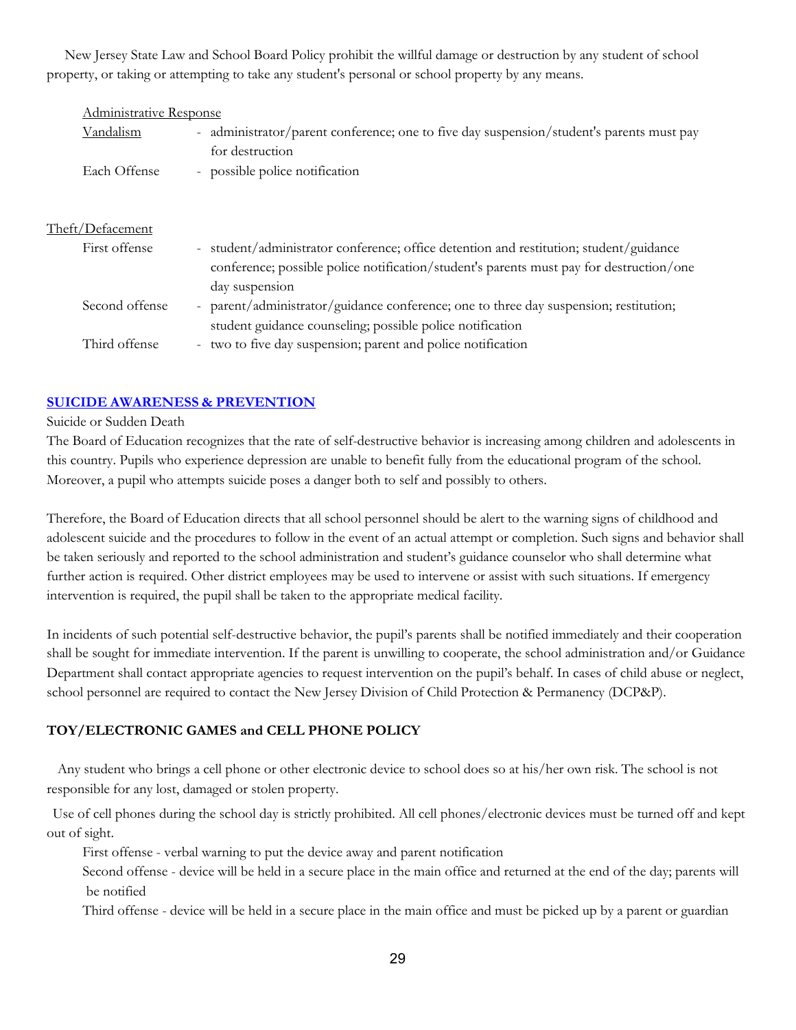New Jersey State Law and School Board Policy prohibit the willful damage or destruction by any student of school property, or taking or attempting to take any student's personal or school property by any means.

<u>Administrative Response</u>

| | |
|---|---|
| <u>Vandalism</u> | - administrator/parent conference; one to five day suspension/student's parents must pay for destruction |
| Each Offense | - possible police notification |

<u>Theft/Defacement</u>

| | |
|---|---|
| First offense | - student/administrator conference; office detention and restitution; student/guidance conference; possible police notification/student's parents must pay for destruction/one day suspension |
| Second offense | - parent/administrator/guidance conference; one to three day suspension; restitution; student guidance counseling; possible police notification |
| Third offense | - two to five day suspension; parent and police notification |

## SUICIDE AWARENESS & PREVENTION

Suicide or Sudden Death

The Board of Education recognizes that the rate of self-destructive behavior is increasing among children and adolescents in this country. Pupils who experience depression are unable to benefit fully from the educational program of the school. Moreover, a pupil who attempts suicide poses a danger both to self and possibly to others.

Therefore, the Board of Education directs that all school personnel should be alert to the warning signs of childhood and adolescent suicide and the procedures to follow in the event of an actual attempt or completion. Such signs and behavior shall be taken seriously and reported to the school administration and student's guidance counselor who shall determine what further action is required. Other district employees may be used to intervene or assist with such situations. If emergency intervention is required, the pupil shall be taken to the appropriate medical facility.

In incidents of such potential self-destructive behavior, the pupil's parents shall be notified immediately and their cooperation shall be sought for immediate intervention. If the parent is unwilling to cooperate, the school administration and/or Guidance Department shall contact appropriate agencies to request intervention on the pupil's behalf. In cases of child abuse or neglect, school personnel are required to contact the New Jersey Division of Child Protection & Permanency (DCP&P).

## TOY/ELECTRONIC GAMES and CELL PHONE POLICY

Any student who brings a cell phone or other electronic device to school does so at his/her own risk. The school is not responsible for any lost, damaged or stolen property.

Use of cell phones during the school day is strictly prohibited. All cell phones/electronic devices must be turned off and kept out of sight.

First offense - verbal warning to put the device away and parent notification

Second offense - device will be held in a secure place in the main office and returned at the end of the day; parents will be notified

Third offense - device will be held in a secure place in the main office and must be picked up by a parent or guardian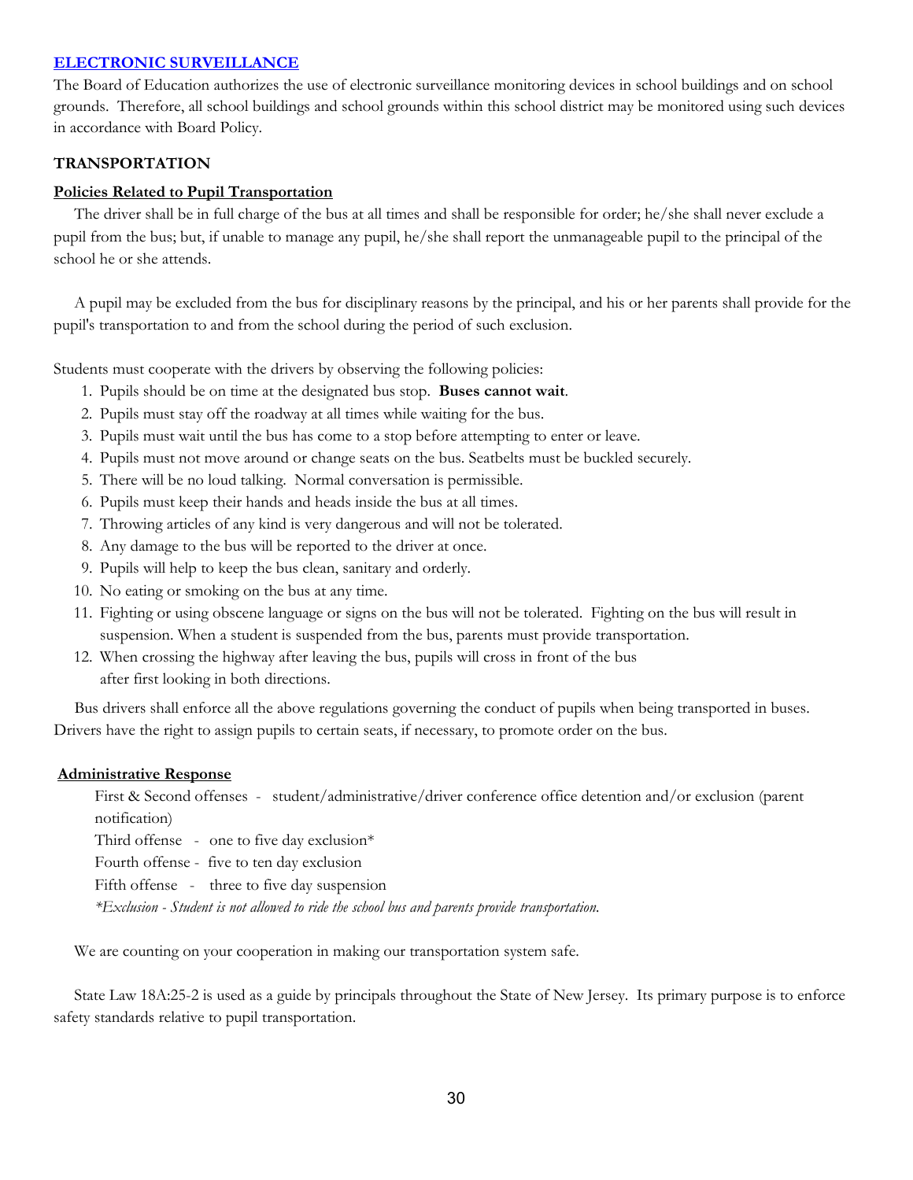## ELECTRONIC SURVEILLANCE

The Board of Education authorizes the use of electronic surveillance monitoring devices in school buildings and on school grounds. Therefore, all school buildings and school grounds within this school district may be monitored using such devices in accordance with Board Policy.

## TRANSPORTATION

### Policies Related to Pupil Transportation

The driver shall be in full charge of the bus at all times and shall be responsible for order; he/she shall never exclude a pupil from the bus; but, if unable to manage any pupil, he/she shall report the unmanageable pupil to the principal of the school he or she attends.

A pupil may be excluded from the bus for disciplinary reasons by the principal, and his or her parents shall provide for the pupil's transportation to and from the school during the period of such exclusion.

Students must cooperate with the drivers by observing the following policies:

1. Pupils should be on time at the designated bus stop. **Buses cannot wait**.
2. Pupils must stay off the roadway at all times while waiting for the bus.
3. Pupils must wait until the bus has come to a stop before attempting to enter or leave.
4. Pupils must not move around or change seats on the bus. Seatbelts must be buckled securely.
5. There will be no loud talking. Normal conversation is permissible.
6. Pupils must keep their hands and heads inside the bus at all times.
7. Throwing articles of any kind is very dangerous and will not be tolerated.
8. Any damage to the bus will be reported to the driver at once.
9. Pupils will help to keep the bus clean, sanitary and orderly.
10. No eating or smoking on the bus at any time.
11. Fighting or using obscene language or signs on the bus will not be tolerated. Fighting on the bus will result in suspension. When a student is suspended from the bus, parents must provide transportation.
12. When crossing the highway after leaving the bus, pupils will cross in front of the bus after first looking in both directions.

Bus drivers shall enforce all the above regulations governing the conduct of pupils when being transported in buses. Drivers have the right to assign pupils to certain seats, if necessary, to promote order on the bus.

### Administrative Response

First & Second offenses - student/administrative/driver conference office detention and/or exclusion (parent notification)

Third offense - one to five day exclusion*

Fourth offense - five to ten day exclusion

Fifth offense - three to five day suspension

*\*Exclusion - Student is not allowed to ride the school bus and parents provide transportation.*

We are counting on your cooperation in making our transportation system safe.

State Law 18A:25-2 is used as a guide by principals throughout the State of New Jersey. Its primary purpose is to enforce safety standards relative to pupil transportation.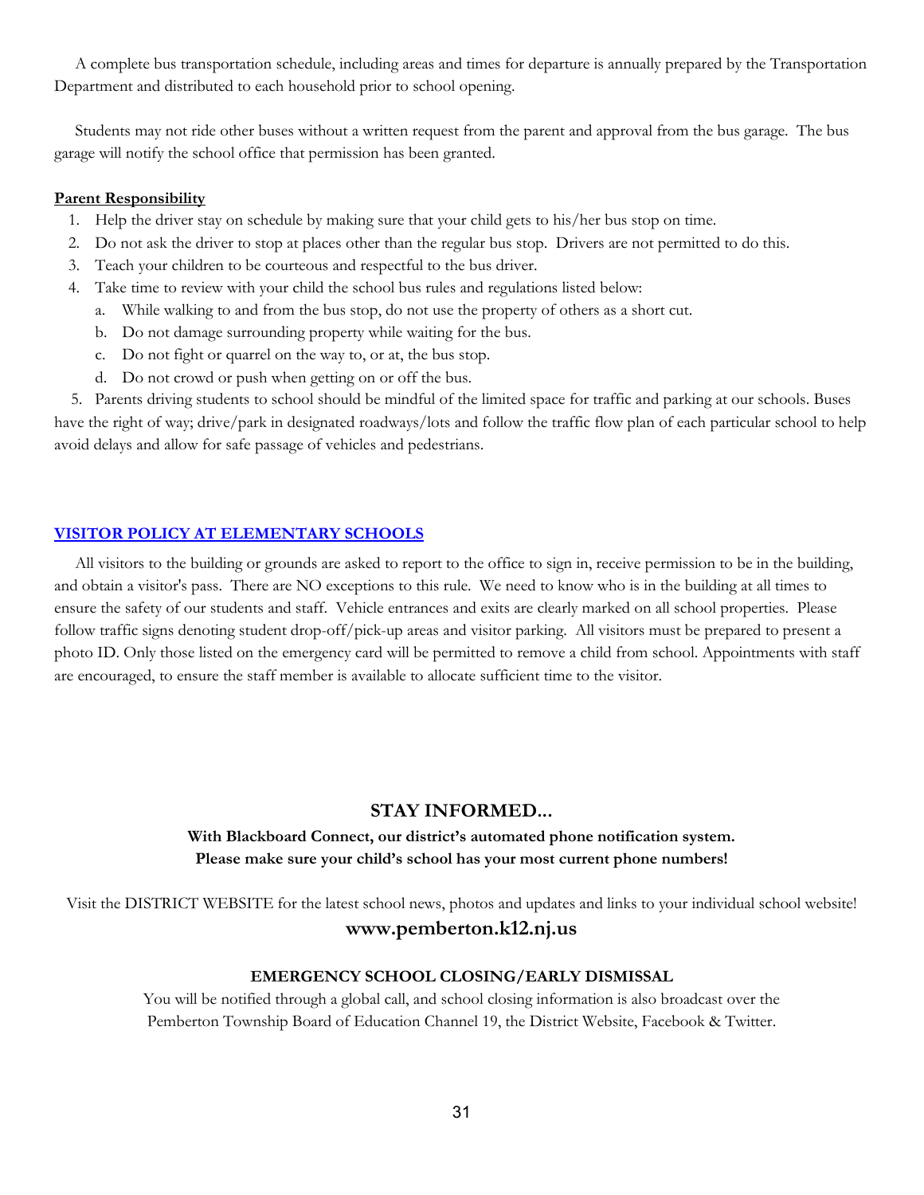A complete bus transportation schedule, including areas and times for departure is annually prepared by the Transportation Department and distributed to each household prior to school opening.

Students may not ride other buses without a written request from the parent and approval from the bus garage. The bus garage will notify the school office that permission has been granted.

**Parent Responsibility**

1. Help the driver stay on schedule by making sure that your child gets to his/her bus stop on time.
2. Do not ask the driver to stop at places other than the regular bus stop. Drivers are not permitted to do this.
3. Teach your children to be courteous and respectful to the bus driver.
4. Take time to review with your child the school bus rules and regulations listed below:
   a. While walking to and from the bus stop, do not use the property of others as a short cut.
   b. Do not damage surrounding property while waiting for the bus.
   c. Do not fight or quarrel on the way to, or at, the bus stop.
   d. Do not crowd or push when getting on or off the bus.
5. Parents driving students to school should be mindful of the limited space for traffic and parking at our schools. Buses have the right of way; drive/park in designated roadways/lots and follow the traffic flow plan of each particular school to help avoid delays and allow for safe passage of vehicles and pedestrians.

## VISITOR POLICY AT ELEMENTARY SCHOOLS

All visitors to the building or grounds are asked to report to the office to sign in, receive permission to be in the building, and obtain a visitor's pass. There are NO exceptions to this rule. We need to know who is in the building at all times to ensure the safety of our students and staff. Vehicle entrances and exits are clearly marked on all school properties. Please follow traffic signs denoting student drop-off/pick-up areas and visitor parking. All visitors must be prepared to present a photo ID. Only those listed on the emergency card will be permitted to remove a child from school. Appointments with staff are encouraged, to ensure the staff member is available to allocate sufficient time to the visitor.

## STAY INFORMED...

**With Blackboard Connect, our district's automated phone notification system.**
**Please make sure your child's school has your most current phone numbers!**

Visit the DISTRICT WEBSITE for the latest school news, photos and updates and links to your individual school website!

**www.pemberton.k12.nj.us**

**EMERGENCY SCHOOL CLOSING/EARLY DISMISSAL**

You will be notified through a global call, and school closing information is also broadcast over the Pemberton Township Board of Education Channel 19, the District Website, Facebook & Twitter.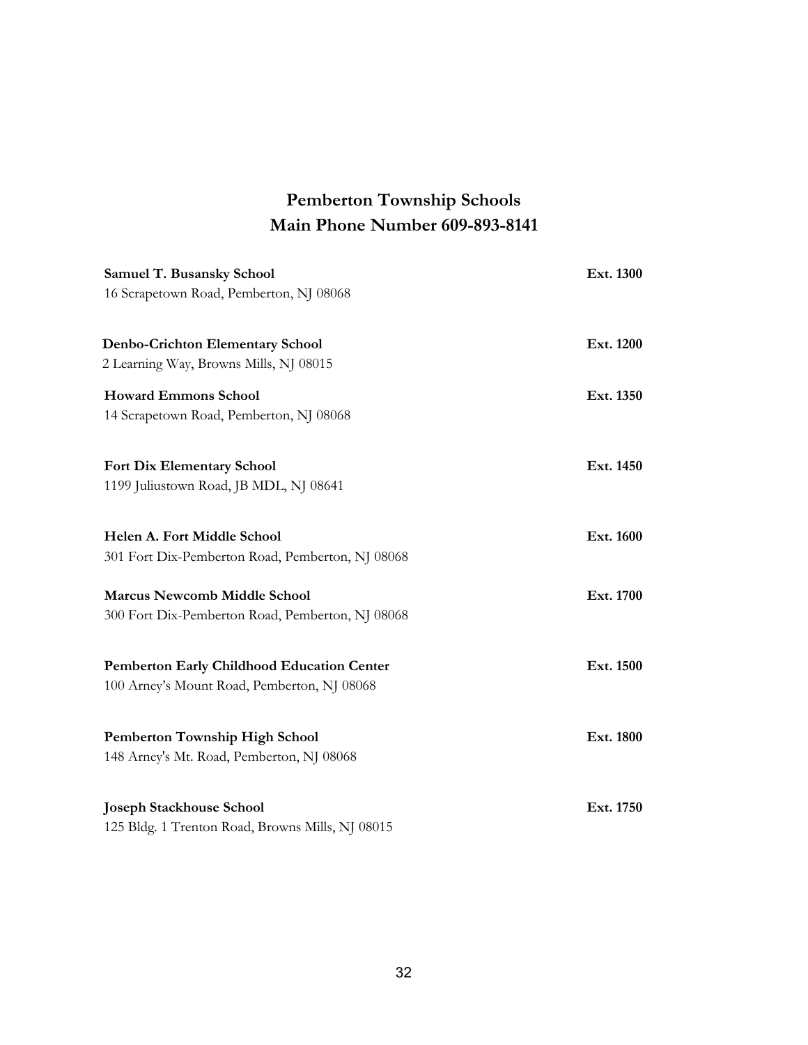# Pemberton Township Schools
# Main Phone Number 609-893-8141

**Samuel T. Busansky School** **Ext. 1300**
16 Scrapetown Road, Pemberton, NJ 08068

**Denbo-Crichton Elementary School** **Ext. 1200**
2 Learning Way, Browns Mills, NJ 08015

**Howard Emmons School** **Ext. 1350**
14 Scrapetown Road, Pemberton, NJ 08068

**Fort Dix Elementary School** **Ext. 1450**
1199 Juliustown Road, JB MDL, NJ 08641

**Helen A. Fort Middle School** **Ext. 1600**
301 Fort Dix-Pemberton Road, Pemberton, NJ 08068

**Marcus Newcomb Middle School** **Ext. 1700**
300 Fort Dix-Pemberton Road, Pemberton, NJ 08068

**Pemberton Early Childhood Education Center** **Ext. 1500**
100 Arney's Mount Road, Pemberton, NJ 08068

**Pemberton Township High School** **Ext. 1800**
148 Arney's Mt. Road, Pemberton, NJ 08068

**Joseph Stackhouse School** **Ext. 1750**
125 Bldg. 1 Trenton Road, Browns Mills, NJ 08015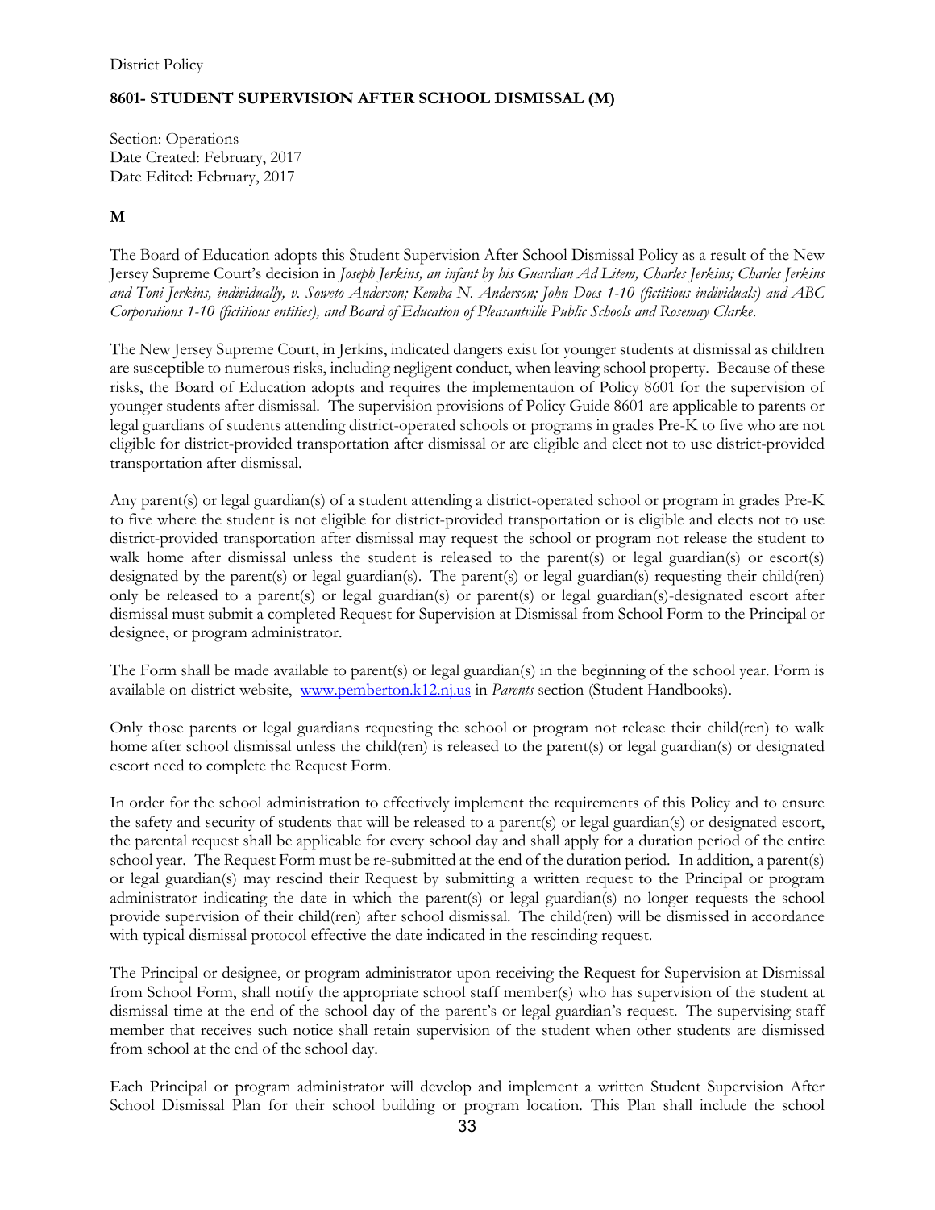District Policy

**8601- STUDENT SUPERVISION AFTER SCHOOL DISMISSAL (M)**

Section: Operations
Date Created: February, 2017
Date Edited: February, 2017

**M**

The Board of Education adopts this Student Supervision After School Dismissal Policy as a result of the New Jersey Supreme Court's decision in *Joseph Jerkins, an infant by his Guardian Ad Litem, Charles Jerkins; Charles Jerkins and Toni Jerkins, individually, v. Soweto Anderson; Kemba N. Anderson; John Does 1-10 (fictitious individuals) and ABC Corporations 1-10 (fictitious entities), and Board of Education of Pleasantville Public Schools and Rosemay Clarke*.

The New Jersey Supreme Court, in Jerkins, indicated dangers exist for younger students at dismissal as children are susceptible to numerous risks, including negligent conduct, when leaving school property. Because of these risks, the Board of Education adopts and requires the implementation of Policy 8601 for the supervision of younger students after dismissal. The supervision provisions of Policy Guide 8601 are applicable to parents or legal guardians of students attending district-operated schools or programs in grades Pre-K to five who are not eligible for district-provided transportation after dismissal or are eligible and elect not to use district-provided transportation after dismissal.

Any parent(s) or legal guardian(s) of a student attending a district-operated school or program in grades Pre-K to five where the student is not eligible for district-provided transportation or is eligible and elects not to use district-provided transportation after dismissal may request the school or program not release the student to walk home after dismissal unless the student is released to the parent(s) or legal guardian(s) or escort(s) designated by the parent(s) or legal guardian(s). The parent(s) or legal guardian(s) requesting their child(ren) only be released to a parent(s) or legal guardian(s) or parent(s) or legal guardian(s)-designated escort after dismissal must submit a completed Request for Supervision at Dismissal from School Form to the Principal or designee, or program administrator.

The Form shall be made available to parent(s) or legal guardian(s) in the beginning of the school year. Form is available on district website, [www.pemberton.k12.nj.us](http://www.pemberton.k12.nj.us) in *Parents* section (Student Handbooks).

Only those parents or legal guardians requesting the school or program not release their child(ren) to walk home after school dismissal unless the child(ren) is released to the parent(s) or legal guardian(s) or designated escort need to complete the Request Form.

In order for the school administration to effectively implement the requirements of this Policy and to ensure the safety and security of students that will be released to a parent(s) or legal guardian(s) or designated escort, the parental request shall be applicable for every school day and shall apply for a duration period of the entire school year. The Request Form must be re-submitted at the end of the duration period. In addition, a parent(s) or legal guardian(s) may rescind their Request by submitting a written request to the Principal or program administrator indicating the date in which the parent(s) or legal guardian(s) no longer requests the school provide supervision of their child(ren) after school dismissal. The child(ren) will be dismissed in accordance with typical dismissal protocol effective the date indicated in the rescinding request.

The Principal or designee, or program administrator upon receiving the Request for Supervision at Dismissal from School Form, shall notify the appropriate school staff member(s) who has supervision of the student at dismissal time at the end of the school day of the parent's or legal guardian's request. The supervising staff member that receives such notice shall retain supervision of the student when other students are dismissed from school at the end of the school day.

Each Principal or program administrator will develop and implement a written Student Supervision After School Dismissal Plan for their school building or program location. This Plan shall include the school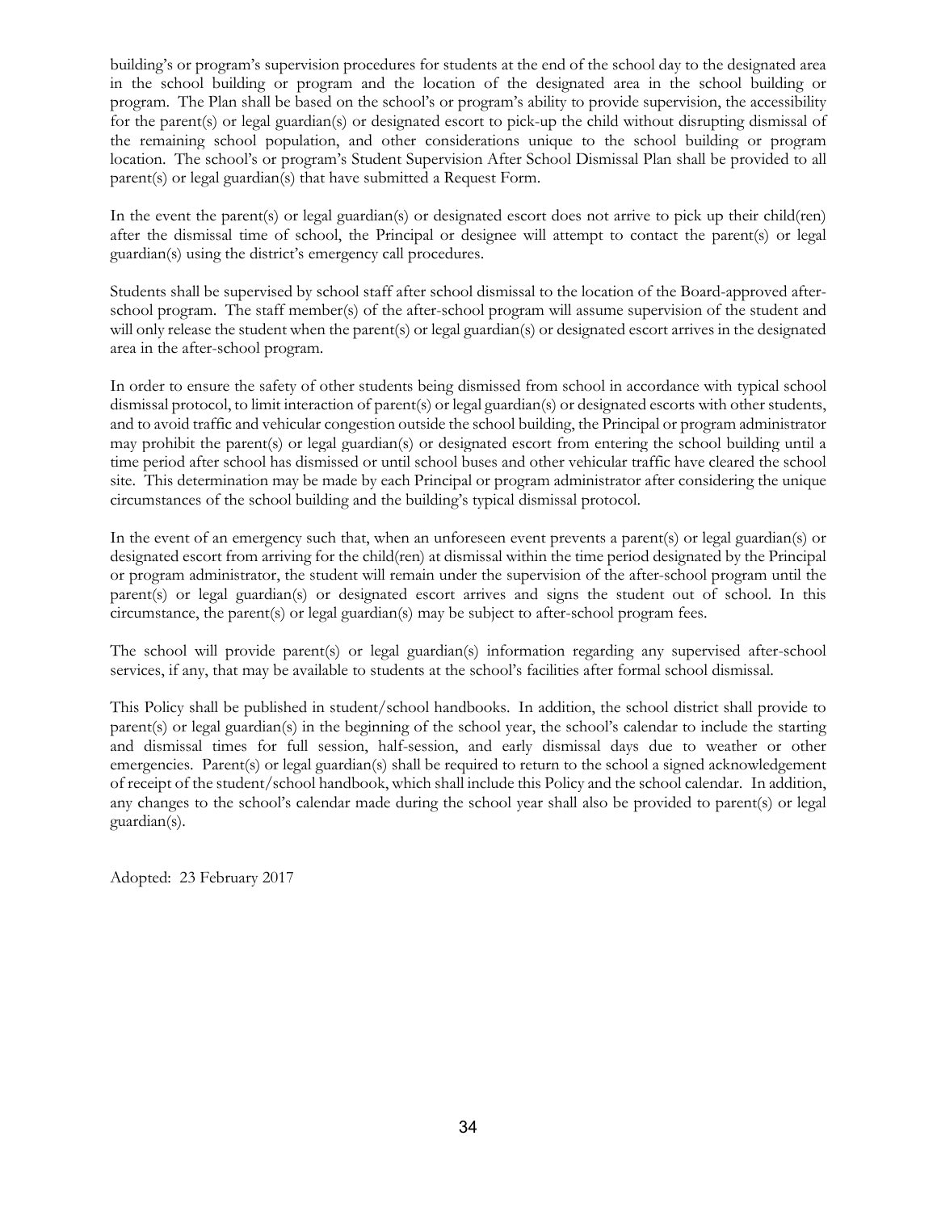building's or program's supervision procedures for students at the end of the school day to the designated area in the school building or program and the location of the designated area in the school building or program. The Plan shall be based on the school's or program's ability to provide supervision, the accessibility for the parent(s) or legal guardian(s) or designated escort to pick-up the child without disrupting dismissal of the remaining school population, and other considerations unique to the school building or program location. The school's or program's Student Supervision After School Dismissal Plan shall be provided to all parent(s) or legal guardian(s) that have submitted a Request Form.

In the event the parent(s) or legal guardian(s) or designated escort does not arrive to pick up their child(ren) after the dismissal time of school, the Principal or designee will attempt to contact the parent(s) or legal guardian(s) using the district's emergency call procedures.

Students shall be supervised by school staff after school dismissal to the location of the Board-approved after-school program. The staff member(s) of the after-school program will assume supervision of the student and will only release the student when the parent(s) or legal guardian(s) or designated escort arrives in the designated area in the after-school program.

In order to ensure the safety of other students being dismissed from school in accordance with typical school dismissal protocol, to limit interaction of parent(s) or legal guardian(s) or designated escorts with other students, and to avoid traffic and vehicular congestion outside the school building, the Principal or program administrator may prohibit the parent(s) or legal guardian(s) or designated escort from entering the school building until a time period after school has dismissed or until school buses and other vehicular traffic have cleared the school site. This determination may be made by each Principal or program administrator after considering the unique circumstances of the school building and the building's typical dismissal protocol.

In the event of an emergency such that, when an unforeseen event prevents a parent(s) or legal guardian(s) or designated escort from arriving for the child(ren) at dismissal within the time period designated by the Principal or program administrator, the student will remain under the supervision of the after-school program until the parent(s) or legal guardian(s) or designated escort arrives and signs the student out of school. In this circumstance, the parent(s) or legal guardian(s) may be subject to after-school program fees.

The school will provide parent(s) or legal guardian(s) information regarding any supervised after-school services, if any, that may be available to students at the school's facilities after formal school dismissal.

This Policy shall be published in student/school handbooks. In addition, the school district shall provide to parent(s) or legal guardian(s) in the beginning of the school year, the school's calendar to include the starting and dismissal times for full session, half-session, and early dismissal days due to weather or other emergencies. Parent(s) or legal guardian(s) shall be required to return to the school a signed acknowledgement of receipt of the student/school handbook, which shall include this Policy and the school calendar. In addition, any changes to the school's calendar made during the school year shall also be provided to parent(s) or legal guardian(s).

Adopted: 23 February 2017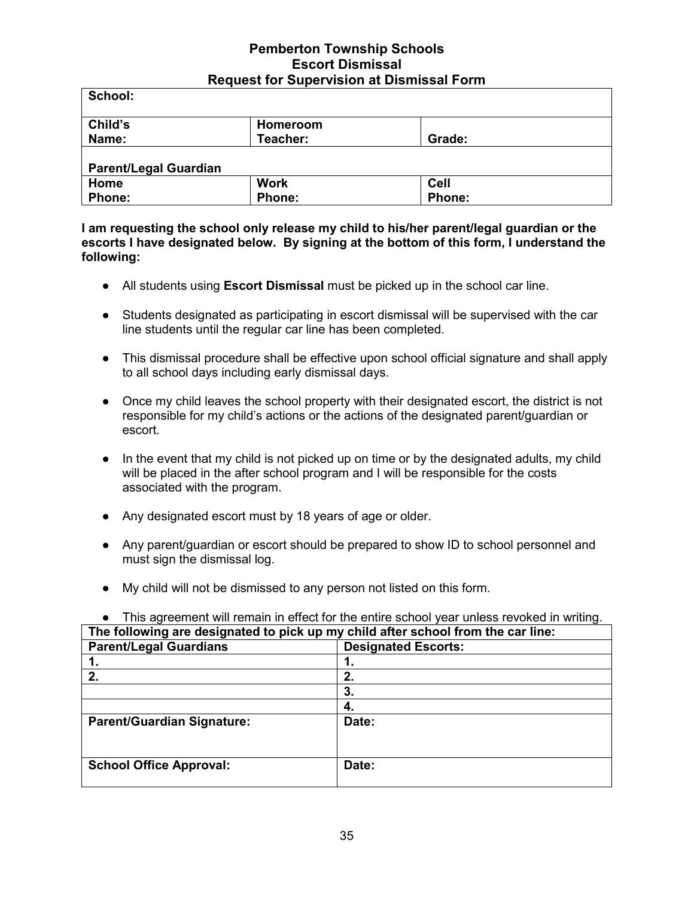# Pemberton Township Schools
## Escort Dismissal
## Request for Supervision at Dismissal Form

| **School:** | | |
|---|---|---|
| **Child's Name:** | **Homeroom Teacher:** | **Grade:** |
| **Parent/Legal Guardian** | | |
| **Home Phone:** | **Work Phone:** | **Cell Phone:** |

**I am requesting the school only release my child to his/her parent/legal guardian or the escorts I have designated below. By signing at the bottom of this form, I understand the following:**

- All students using **Escort Dismissal** must be picked up in the school car line.
- Students designated as participating in escort dismissal will be supervised with the car line students until the regular car line has been completed.
- This dismissal procedure shall be effective upon school official signature and shall apply to all school days including early dismissal days.
- Once my child leaves the school property with their designated escort, the district is not responsible for my child's actions or the actions of the designated parent/guardian or escort.
- In the event that my child is not picked up on time or by the designated adults, my child will be placed in the after school program and I will be responsible for the costs associated with the program.
- Any designated escort must by 18 years of age or older.
- Any parent/guardian or escort should be prepared to show ID to school personnel and must sign the dismissal log.
- My child will not be dismissed to any person not listed on this form.
- This agreement will remain in effect for the entire school year unless revoked in writing.

| **The following are designated to pick up my child after school from the car line:** | |
|---|---|
| **Parent/Legal Guardians** | **Designated Escorts:** |
| **1.** | **1.** |
| **2.** | **2.** |
| | **3.** |
| | **4.** |
| **Parent/Guardian Signature:** | **Date:** |
| **School Office Approval:** | **Date:** |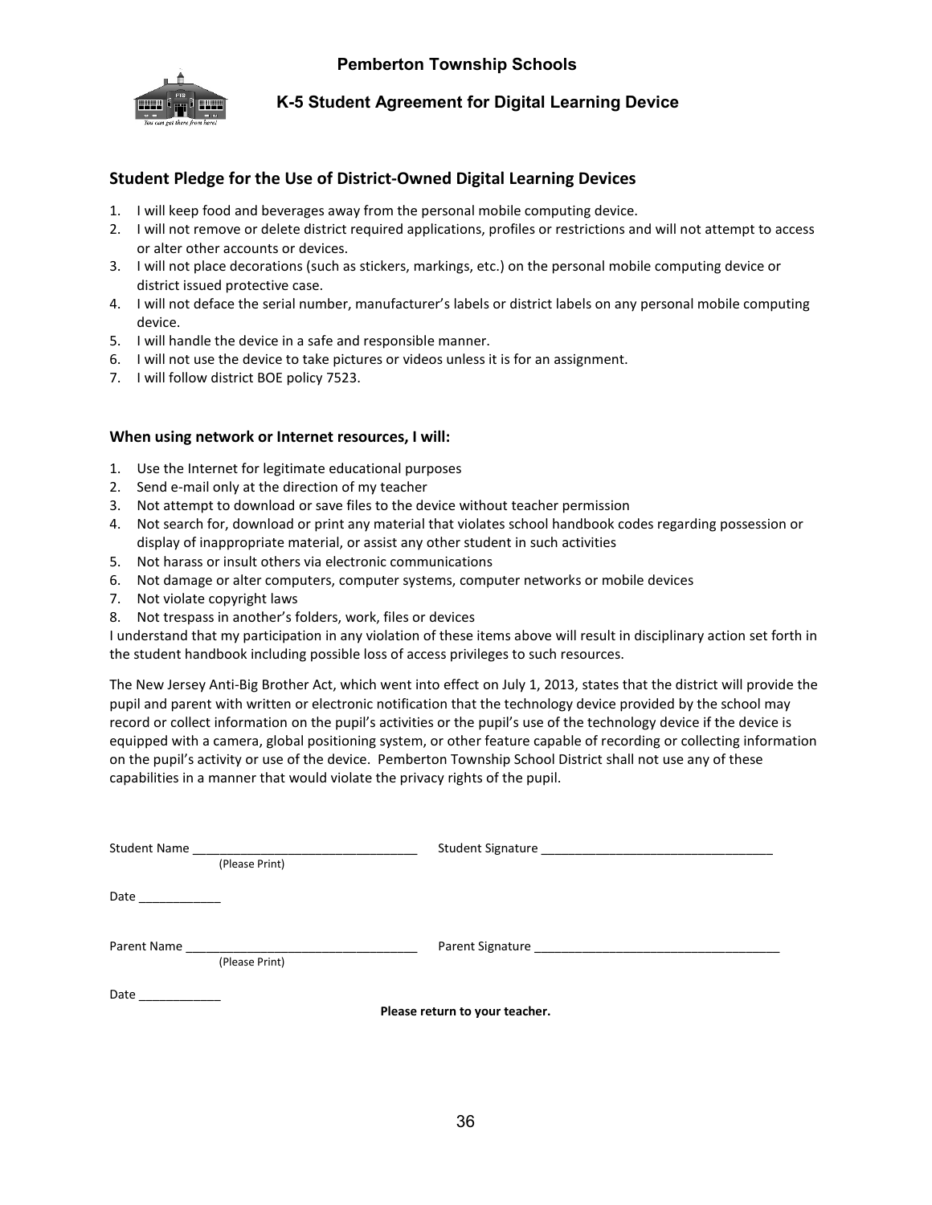# Pemberton Township Schools

## K-5 Student Agreement for Digital Learning Device

### Student Pledge for the Use of District-Owned Digital Learning Devices

1. I will keep food and beverages away from the personal mobile computing device.
2. I will not remove or delete district required applications, profiles or restrictions and will not attempt to access or alter other accounts or devices.
3. I will not place decorations (such as stickers, markings, etc.) on the personal mobile computing device or district issued protective case.
4. I will not deface the serial number, manufacturer's labels or district labels on any personal mobile computing device.
5. I will handle the device in a safe and responsible manner.
6. I will not use the device to take pictures or videos unless it is for an assignment.
7. I will follow district BOE policy 7523.

### When using network or Internet resources, I will:

1. Use the Internet for legitimate educational purposes
2. Send e-mail only at the direction of my teacher
3. Not attempt to download or save files to the device without teacher permission
4. Not search for, download or print any material that violates school handbook codes regarding possession or display of inappropriate material, or assist any other student in such activities
5. Not harass or insult others via electronic communications
6. Not damage or alter computers, computer systems, computer networks or mobile devices
7. Not violate copyright laws
8. Not trespass in another's folders, work, files or devices

I understand that my participation in any violation of these items above will result in disciplinary action set forth in the student handbook including possible loss of access privileges to such resources.

The New Jersey Anti-Big Brother Act, which went into effect on July 1, 2013, states that the district will provide the pupil and parent with written or electronic notification that the technology device provided by the school may record or collect information on the pupil's activities or the pupil's use of the technology device if the device is equipped with a camera, global positioning system, or other feature capable of recording or collecting information on the pupil's activity or use of the device. Pemberton Township School District shall not use any of these capabilities in a manner that would violate the privacy rights of the pupil.

Student Name ________________________________ Student Signature _________________________________
(Please Print)

Date ____________

Parent Name _________________________________ Parent Signature ___________________________________
(Please Print)

Date ____________

**Please return to your teacher.**